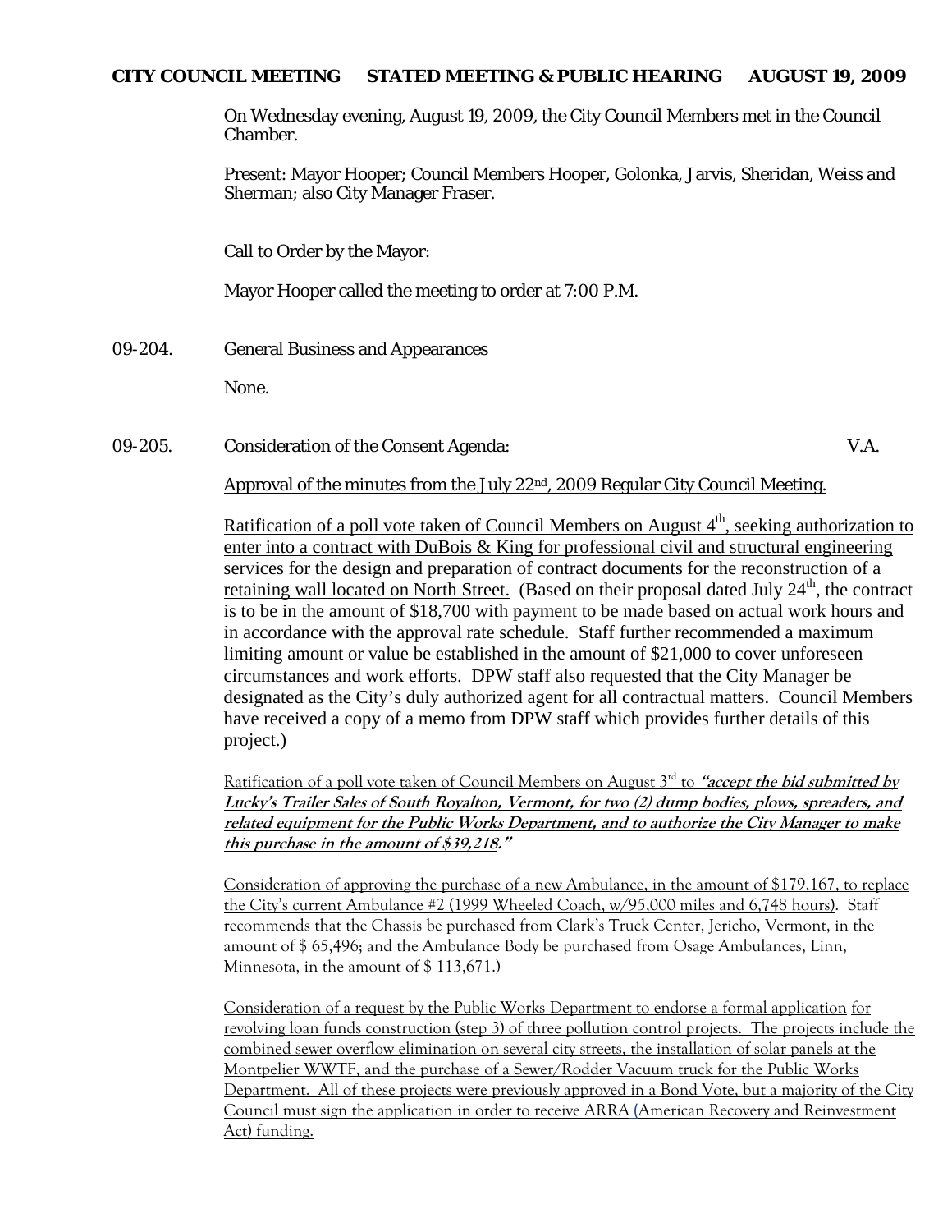**CITY COUNCIL MEETING STATED MEETING & PUBLIC HEARING AUGUST 19, 2009**

On Wednesday evening, August 19, 2009, the City Council Members met in the Council Chamber.

Present: Mayor Hooper; Council Members Hooper, Golonka, Jarvis, Sheridan, Weiss and Sherman; also City Manager Fraser.

Call to Order by the Mayor:

Mayor Hooper called the meeting to order at 7:00 P.M.

09-204. General Business and Appearances

None.

09-205. Consideration of the Consent Agenda: V.A.

Approval of the minutes from the July 22nd, 2009 Regular City Council Meeting.

Ratification of a poll vote taken of Council Members on August 4th, seeking authorization to enter into a contract with DuBois & King for professional civil and structural engineering services for the design and preparation of contract documents for the reconstruction of a retaining wall located on North Street. (Based on their proposal dated July 24th, the contract is to be in the amount of $18,700 with payment to be made based on actual work hours and in accordance with the approval rate schedule. Staff further recommended a maximum limiting amount or value be established in the amount of $21,000 to cover unforeseen circumstances and work efforts. DPW staff also requested that the City Manager be designated as the City's duly authorized agent for all contractual matters. Council Members have received a copy of a memo from DPW staff which provides further details of this project.)

Ratification of a poll vote taken of Council Members on August 3rd to ***"accept the bid submitted by Lucky's Trailer Sales of South Royalton, Vermont, for two (2) dump bodies, plows, spreaders, and related equipment for the Public Works Department, and to authorize the City Manager to make this purchase in the amount of $39,218."***

Consideration of approving the purchase of a new Ambulance, in the amount of $179,167, to replace the City's current Ambulance #2 (1999 Wheeled Coach, w/95,000 miles and 6,748 hours). Staff recommends that the Chassis be purchased from Clark's Truck Center, Jericho, Vermont, in the amount of $ 65,496; and the Ambulance Body be purchased from Osage Ambulances, Linn, Minnesota, in the amount of $ 113,671.)

Consideration of a request by the Public Works Department to endorse a formal application for revolving loan funds construction (step 3) of three pollution control projects. The projects include the combined sewer overflow elimination on several city streets, the installation of solar panels at the Montpelier WWTF, and the purchase of a Sewer/Rodder Vacuum truck for the Public Works Department. All of these projects were previously approved in a Bond Vote, but a majority of the City Council must sign the application in order to receive ARRA (American Recovery and Reinvestment Act) funding.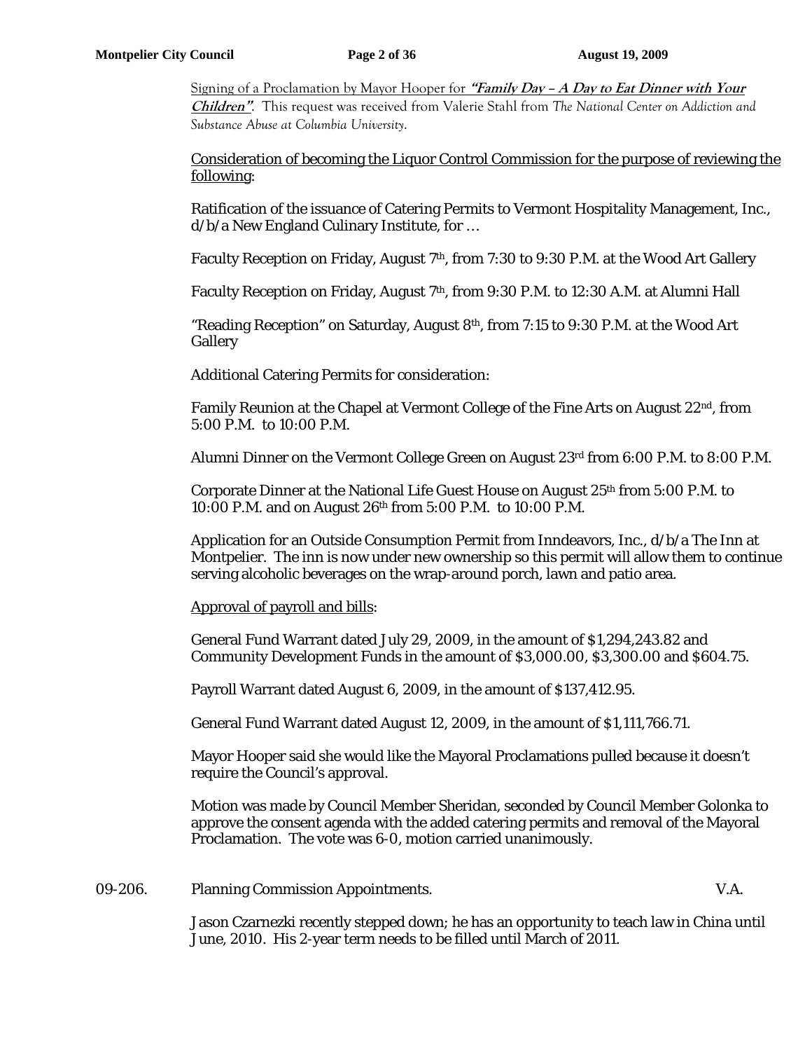Signing of a Proclamation by Mayor Hooper for ***"Family Day – A Day to Eat Dinner with Your Children"***. This request was received from Valerie Stahl from *The National Center on Addiction and Substance Abuse at Columbia University*.

Consideration of becoming the Liquor Control Commission for the purpose of reviewing the following:

Ratification of the issuance of Catering Permits to Vermont Hospitality Management, Inc., d/b/a New England Culinary Institute, for …

Faculty Reception on Friday, August 7th, from 7:30 to 9:30 P.M. at the Wood Art Gallery

Faculty Reception on Friday, August 7th, from 9:30 P.M. to 12:30 A.M. at Alumni Hall

"Reading Reception" on Saturday, August 8th, from 7:15 to 9:30 P.M. at the Wood Art Gallery

Additional Catering Permits for consideration:

Family Reunion at the Chapel at Vermont College of the Fine Arts on August 22nd, from 5:00 P.M. to 10:00 P.M.

Alumni Dinner on the Vermont College Green on August 23rd from 6:00 P.M. to 8:00 P.M.

Corporate Dinner at the National Life Guest House on August 25th from 5:00 P.M. to 10:00 P.M. and on August 26th from 5:00 P.M. to 10:00 P.M.

Application for an Outside Consumption Permit from Inndeavors, Inc., d/b/a The Inn at Montpelier. The inn is now under new ownership so this permit will allow them to continue serving alcoholic beverages on the wrap-around porch, lawn and patio area.

Approval of payroll and bills:

General Fund Warrant dated July 29, 2009, in the amount of $1,294,243.82 and Community Development Funds in the amount of $3,000.00, $3,300.00 and $604.75.

Payroll Warrant dated August 6, 2009, in the amount of $137,412.95.

General Fund Warrant dated August 12, 2009, in the amount of $1,111,766.71.

Mayor Hooper said she would like the Mayoral Proclamations pulled because it doesn't require the Council's approval.

Motion was made by Council Member Sheridan, seconded by Council Member Golonka to approve the consent agenda with the added catering permits and removal of the Mayoral Proclamation. The vote was 6-0, motion carried unanimously.

09-206. Planning Commission Appointments. V.A.

Jason Czarnezki recently stepped down; he has an opportunity to teach law in China until June, 2010. His 2-year term needs to be filled until March of 2011.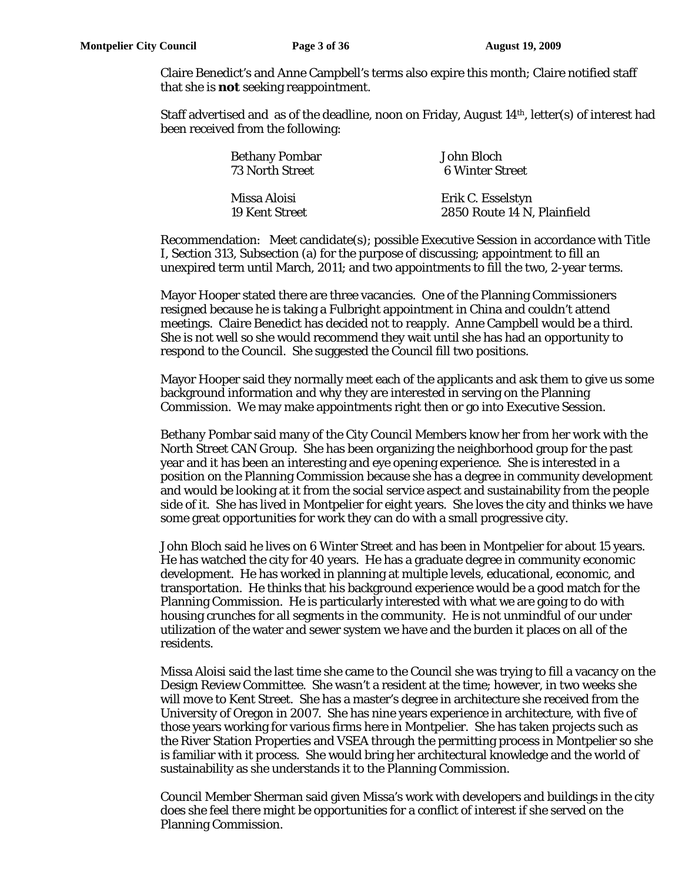Claire Benedict's and Anne Campbell's terms also expire this month; Claire notified staff that she is **not** seeking reappointment.

Staff advertised and as of the deadline, noon on Friday, August 14th, letter(s) of interest had been received from the following:

| | |
|---|---|
| Bethany Pombar<br>73 North Street | John Bloch<br>6 Winter Street |
| Missa Aloisi<br>19 Kent Street | Erik C. Esselstyn<br>2850 Route 14 N, Plainfield |

Recommendation: Meet candidate(s); possible Executive Session in accordance with Title I, Section 313, Subsection (a) for the purpose of discussing; appointment to fill an unexpired term until March, 2011; and two appointments to fill the two, 2-year terms.

Mayor Hooper stated there are three vacancies. One of the Planning Commissioners resigned because he is taking a Fulbright appointment in China and couldn't attend meetings. Claire Benedict has decided not to reapply. Anne Campbell would be a third. She is not well so she would recommend they wait until she has had an opportunity to respond to the Council. She suggested the Council fill two positions.

Mayor Hooper said they normally meet each of the applicants and ask them to give us some background information and why they are interested in serving on the Planning Commission. We may make appointments right then or go into Executive Session.

Bethany Pombar said many of the City Council Members know her from her work with the North Street CAN Group. She has been organizing the neighborhood group for the past year and it has been an interesting and eye opening experience. She is interested in a position on the Planning Commission because she has a degree in community development and would be looking at it from the social service aspect and sustainability from the people side of it. She has lived in Montpelier for eight years. She loves the city and thinks we have some great opportunities for work they can do with a small progressive city.

John Bloch said he lives on 6 Winter Street and has been in Montpelier for about 15 years. He has watched the city for 40 years. He has a graduate degree in community economic development. He has worked in planning at multiple levels, educational, economic, and transportation. He thinks that his background experience would be a good match for the Planning Commission. He is particularly interested with what we are going to do with housing crunches for all segments in the community. He is not unmindful of our under utilization of the water and sewer system we have and the burden it places on all of the residents.

Missa Aloisi said the last time she came to the Council she was trying to fill a vacancy on the Design Review Committee. She wasn't a resident at the time; however, in two weeks she will move to Kent Street. She has a master's degree in architecture she received from the University of Oregon in 2007. She has nine years experience in architecture, with five of those years working for various firms here in Montpelier. She has taken projects such as the River Station Properties and VSEA through the permitting process in Montpelier so she is familiar with it process. She would bring her architectural knowledge and the world of sustainability as she understands it to the Planning Commission.

Council Member Sherman said given Missa's work with developers and buildings in the city does she feel there might be opportunities for a conflict of interest if she served on the Planning Commission.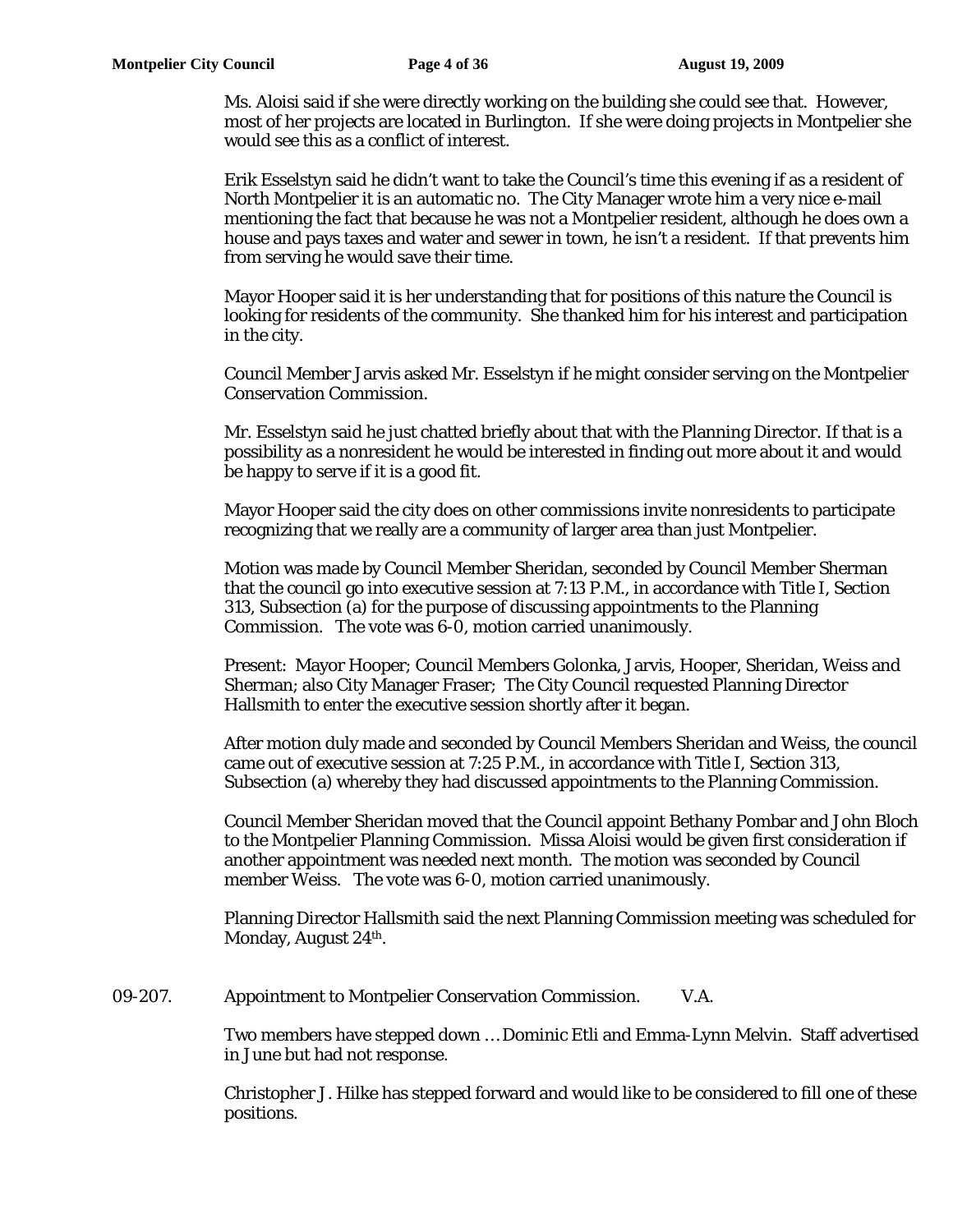Ms. Aloisi said if she were directly working on the building she could see that. However, most of her projects are located in Burlington. If she were doing projects in Montpelier she would see this as a conflict of interest.

Erik Esselstyn said he didn't want to take the Council's time this evening if as a resident of North Montpelier it is an automatic no. The City Manager wrote him a very nice e-mail mentioning the fact that because he was not a Montpelier resident, although he does own a house and pays taxes and water and sewer in town, he isn't a resident. If that prevents him from serving he would save their time.

Mayor Hooper said it is her understanding that for positions of this nature the Council is looking for residents of the community. She thanked him for his interest and participation in the city.

Council Member Jarvis asked Mr. Esselstyn if he might consider serving on the Montpelier Conservation Commission.

Mr. Esselstyn said he just chatted briefly about that with the Planning Director. If that is a possibility as a nonresident he would be interested in finding out more about it and would be happy to serve if it is a good fit.

Mayor Hooper said the city does on other commissions invite nonresidents to participate recognizing that we really are a community of larger area than just Montpelier.

Motion was made by Council Member Sheridan, seconded by Council Member Sherman that the council go into executive session at 7:13 P.M., in accordance with Title I, Section 313, Subsection (a) for the purpose of discussing appointments to the Planning Commission. The vote was 6-0, motion carried unanimously.

Present: Mayor Hooper; Council Members Golonka, Jarvis, Hooper, Sheridan, Weiss and Sherman; also City Manager Fraser; The City Council requested Planning Director Hallsmith to enter the executive session shortly after it began.

After motion duly made and seconded by Council Members Sheridan and Weiss, the council came out of executive session at 7:25 P.M., in accordance with Title I, Section 313, Subsection (a) whereby they had discussed appointments to the Planning Commission.

Council Member Sheridan moved that the Council appoint Bethany Pombar and John Bloch to the Montpelier Planning Commission. Missa Aloisi would be given first consideration if another appointment was needed next month. The motion was seconded by Council member Weiss. The vote was 6-0, motion carried unanimously.

Planning Director Hallsmith said the next Planning Commission meeting was scheduled for Monday, August 24th.

09-207. Appointment to Montpelier Conservation Commission. V.A.

Two members have stepped down … Dominic Etli and Emma-Lynn Melvin. Staff advertised in June but had not response.

Christopher J. Hilke has stepped forward and would like to be considered to fill one of these positions.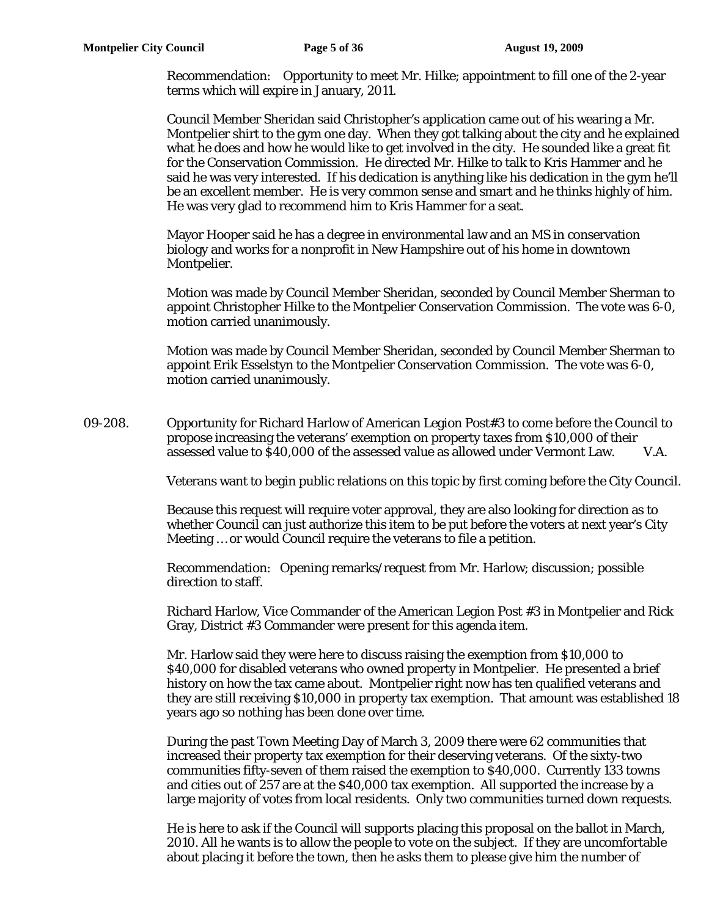Recommendation: Opportunity to meet Mr. Hilke; appointment to fill one of the 2-year terms which will expire in January, 2011.

Council Member Sheridan said Christopher's application came out of his wearing a Mr. Montpelier shirt to the gym one day. When they got talking about the city and he explained what he does and how he would like to get involved in the city. He sounded like a great fit for the Conservation Commission. He directed Mr. Hilke to talk to Kris Hammer and he said he was very interested. If his dedication is anything like his dedication in the gym he'll be an excellent member. He is very common sense and smart and he thinks highly of him. He was very glad to recommend him to Kris Hammer for a seat.

Mayor Hooper said he has a degree in environmental law and an MS in conservation biology and works for a nonprofit in New Hampshire out of his home in downtown Montpelier.

Motion was made by Council Member Sheridan, seconded by Council Member Sherman to appoint Christopher Hilke to the Montpelier Conservation Commission. The vote was 6-0, motion carried unanimously.

Motion was made by Council Member Sheridan, seconded by Council Member Sherman to appoint Erik Esselstyn to the Montpelier Conservation Commission. The vote was 6-0, motion carried unanimously.

09-208. Opportunity for Richard Harlow of American Legion Post#3 to come before the Council to propose increasing the veterans' exemption on property taxes from $10,000 of their assessed value to $40,000 of the assessed value as allowed under Vermont Law. V.A.

Veterans want to begin public relations on this topic by first coming before the City Council.

Because this request will require voter approval, they are also looking for direction as to whether Council can just authorize this item to be put before the voters at next year's City Meeting … or would Council require the veterans to file a petition.

Recommendation: Opening remarks/request from Mr. Harlow; discussion; possible direction to staff.

Richard Harlow, Vice Commander of the American Legion Post #3 in Montpelier and Rick Gray, District #3 Commander were present for this agenda item.

Mr. Harlow said they were here to discuss raising the exemption from $10,000 to $40,000 for disabled veterans who owned property in Montpelier. He presented a brief history on how the tax came about. Montpelier right now has ten qualified veterans and they are still receiving $10,000 in property tax exemption. That amount was established 18 years ago so nothing has been done over time.

During the past Town Meeting Day of March 3, 2009 there were 62 communities that increased their property tax exemption for their deserving veterans. Of the sixty-two communities fifty-seven of them raised the exemption to $40,000. Currently 133 towns and cities out of 257 are at the $40,000 tax exemption. All supported the increase by a large majority of votes from local residents. Only two communities turned down requests.

He is here to ask if the Council will supports placing this proposal on the ballot in March, 2010. All he wants is to allow the people to vote on the subject. If they are uncomfortable about placing it before the town, then he asks them to please give him the number of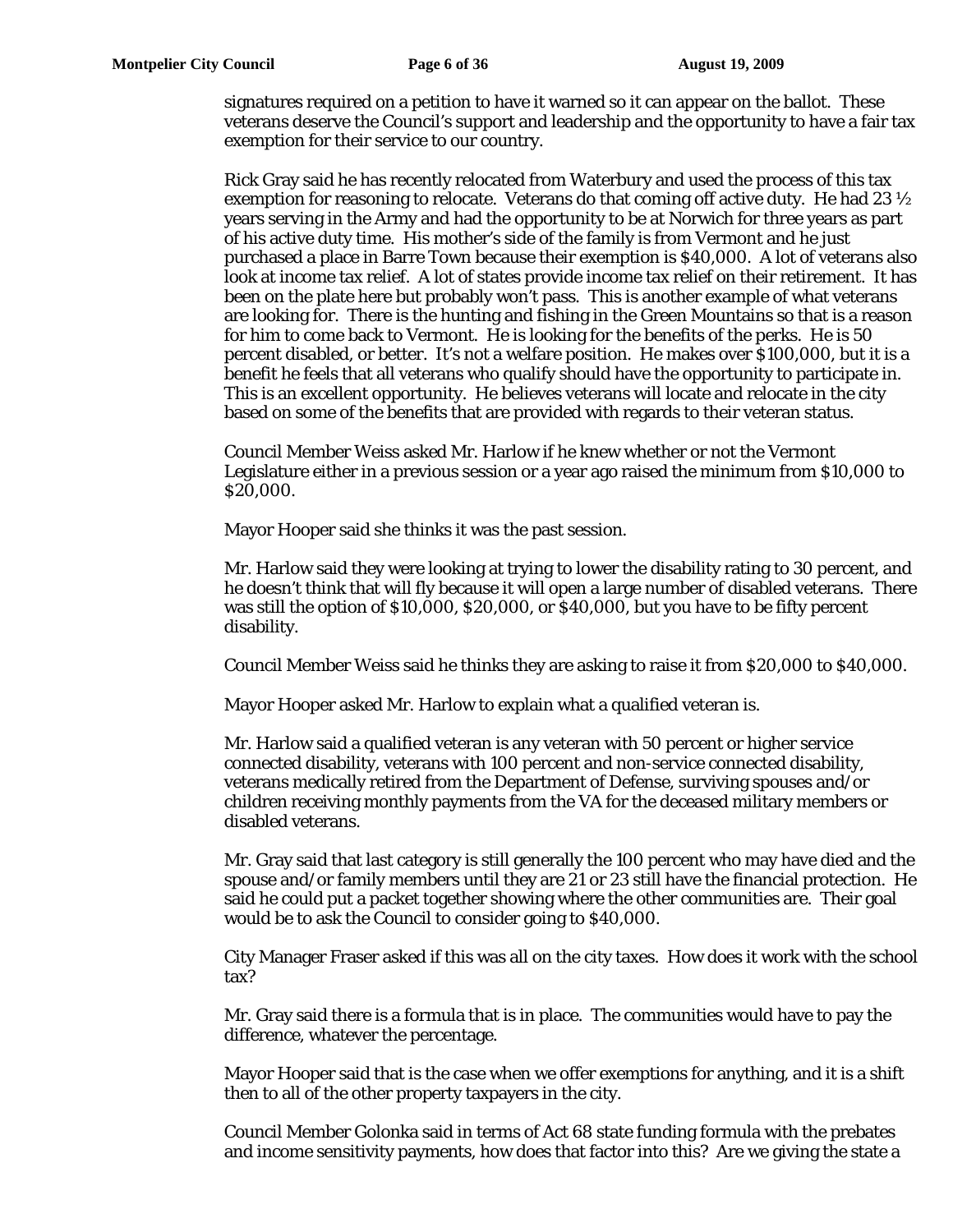signatures required on a petition to have it warned so it can appear on the ballot. These veterans deserve the Council's support and leadership and the opportunity to have a fair tax exemption for their service to our country.

Rick Gray said he has recently relocated from Waterbury and used the process of this tax exemption for reasoning to relocate. Veterans do that coming off active duty. He had 23 ½ years serving in the Army and had the opportunity to be at Norwich for three years as part of his active duty time. His mother's side of the family is from Vermont and he just purchased a place in Barre Town because their exemption is $40,000. A lot of veterans also look at income tax relief. A lot of states provide income tax relief on their retirement. It has been on the plate here but probably won't pass. This is another example of what veterans are looking for. There is the hunting and fishing in the Green Mountains so that is a reason for him to come back to Vermont. He is looking for the benefits of the perks. He is 50 percent disabled, or better. It's not a welfare position. He makes over $100,000, but it is a benefit he feels that all veterans who qualify should have the opportunity to participate in. This is an excellent opportunity. He believes veterans will locate and relocate in the city based on some of the benefits that are provided with regards to their veteran status.

Council Member Weiss asked Mr. Harlow if he knew whether or not the Vermont Legislature either in a previous session or a year ago raised the minimum from $10,000 to $20,000.

Mayor Hooper said she thinks it was the past session.

Mr. Harlow said they were looking at trying to lower the disability rating to 30 percent, and he doesn't think that will fly because it will open a large number of disabled veterans. There was still the option of $10,000, $20,000, or $40,000, but you have to be fifty percent disability.

Council Member Weiss said he thinks they are asking to raise it from $20,000 to $40,000.

Mayor Hooper asked Mr. Harlow to explain what a qualified veteran is.

Mr. Harlow said a qualified veteran is any veteran with 50 percent or higher service connected disability, veterans with 100 percent and non-service connected disability, veterans medically retired from the Department of Defense, surviving spouses and/or children receiving monthly payments from the VA for the deceased military members or disabled veterans.

Mr. Gray said that last category is still generally the 100 percent who may have died and the spouse and/or family members until they are 21 or 23 still have the financial protection. He said he could put a packet together showing where the other communities are. Their goal would be to ask the Council to consider going to $40,000.

City Manager Fraser asked if this was all on the city taxes. How does it work with the school tax?

Mr. Gray said there is a formula that is in place. The communities would have to pay the difference, whatever the percentage.

Mayor Hooper said that is the case when we offer exemptions for anything, and it is a shift then to all of the other property taxpayers in the city.

Council Member Golonka said in terms of Act 68 state funding formula with the prebates and income sensitivity payments, how does that factor into this? Are we giving the state a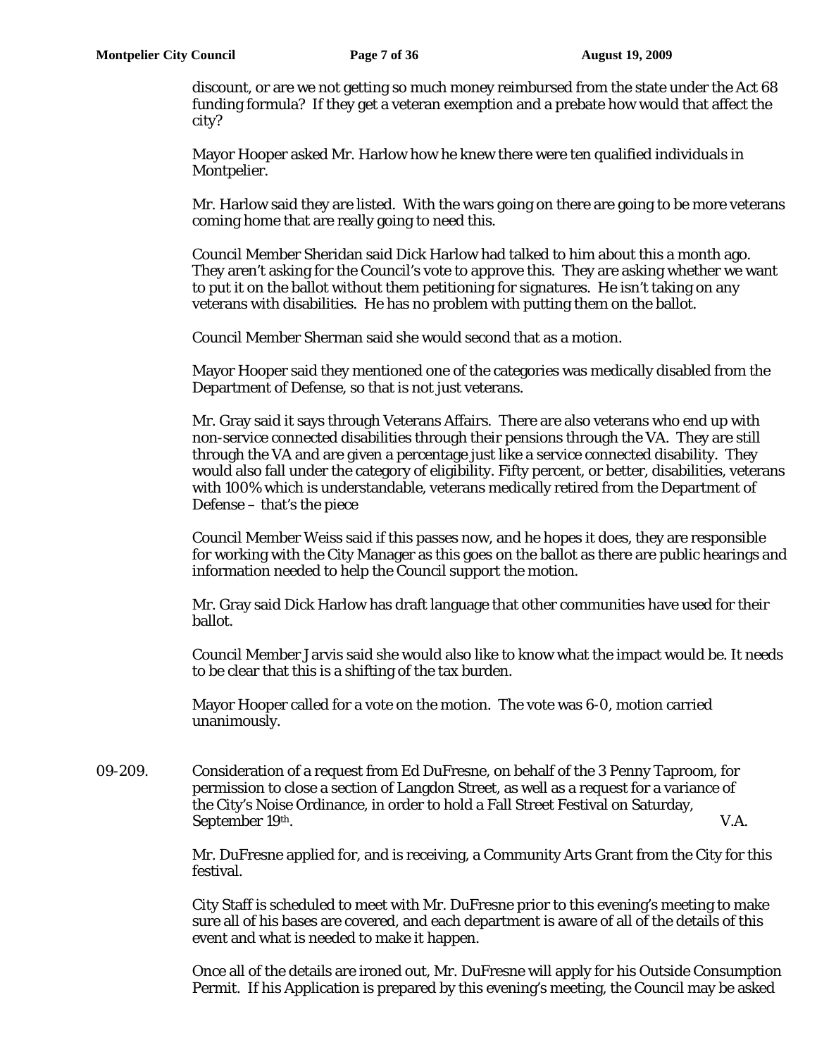discount, or are we not getting so much money reimbursed from the state under the Act 68 funding formula? If they get a veteran exemption and a prebate how would that affect the city?

Mayor Hooper asked Mr. Harlow how he knew there were ten qualified individuals in Montpelier.

Mr. Harlow said they are listed. With the wars going on there are going to be more veterans coming home that are really going to need this.

Council Member Sheridan said Dick Harlow had talked to him about this a month ago. They aren't asking for the Council's vote to approve this. They are asking whether we want to put it on the ballot without them petitioning for signatures. He isn't taking on any veterans with disabilities. He has no problem with putting them on the ballot.

Council Member Sherman said she would second that as a motion.

Mayor Hooper said they mentioned one of the categories was medically disabled from the Department of Defense, so that is not just veterans.

Mr. Gray said it says through Veterans Affairs. There are also veterans who end up with non-service connected disabilities through their pensions through the VA. They are still through the VA and are given a percentage just like a service connected disability. They would also fall under the category of eligibility. Fifty percent, or better, disabilities, veterans with 100% which is understandable, veterans medically retired from the Department of Defense – that's the piece

Council Member Weiss said if this passes now, and he hopes it does, they are responsible for working with the City Manager as this goes on the ballot as there are public hearings and information needed to help the Council support the motion.

Mr. Gray said Dick Harlow has draft language that other communities have used for their ballot.

Council Member Jarvis said she would also like to know what the impact would be. It needs to be clear that this is a shifting of the tax burden.

Mayor Hooper called for a vote on the motion. The vote was 6-0, motion carried unanimously.

09-209. Consideration of a request from Ed DuFresne, on behalf of the 3 Penny Taproom, for permission to close a section of Langdon Street, as well as a request for a variance of the City's Noise Ordinance, in order to hold a Fall Street Festival on Saturday, September 19th. V.A.

Mr. DuFresne applied for, and is receiving, a Community Arts Grant from the City for this festival.

City Staff is scheduled to meet with Mr. DuFresne prior to this evening's meeting to make sure all of his bases are covered, and each department is aware of all of the details of this event and what is needed to make it happen.

Once all of the details are ironed out, Mr. DuFresne will apply for his Outside Consumption Permit. If his Application is prepared by this evening's meeting, the Council may be asked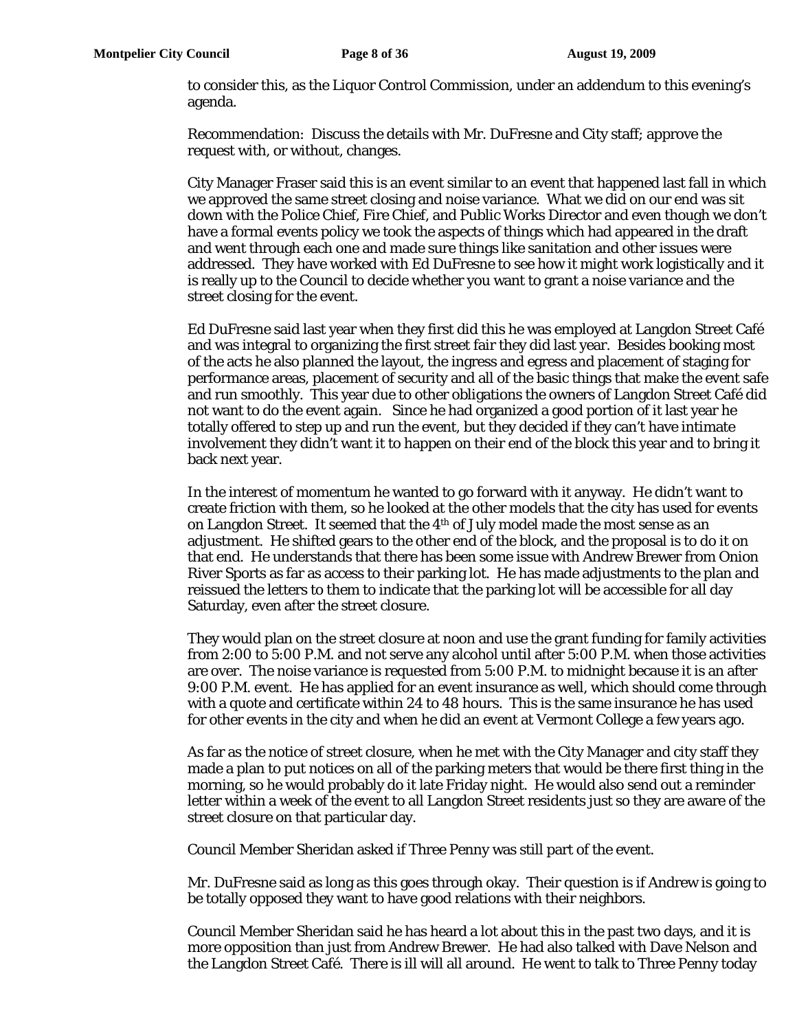to consider this, as the Liquor Control Commission, under an addendum to this evening's agenda.

Recommendation: Discuss the details with Mr. DuFresne and City staff; approve the request with, or without, changes.

City Manager Fraser said this is an event similar to an event that happened last fall in which we approved the same street closing and noise variance. What we did on our end was sit down with the Police Chief, Fire Chief, and Public Works Director and even though we don't have a formal events policy we took the aspects of things which had appeared in the draft and went through each one and made sure things like sanitation and other issues were addressed. They have worked with Ed DuFresne to see how it might work logistically and it is really up to the Council to decide whether you want to grant a noise variance and the street closing for the event.

Ed DuFresne said last year when they first did this he was employed at Langdon Street Café and was integral to organizing the first street fair they did last year. Besides booking most of the acts he also planned the layout, the ingress and egress and placement of staging for performance areas, placement of security and all of the basic things that make the event safe and run smoothly. This year due to other obligations the owners of Langdon Street Café did not want to do the event again. Since he had organized a good portion of it last year he totally offered to step up and run the event, but they decided if they can't have intimate involvement they didn't want it to happen on their end of the block this year and to bring it back next year.

In the interest of momentum he wanted to go forward with it anyway. He didn't want to create friction with them, so he looked at the other models that the city has used for events on Langdon Street. It seemed that the 4th of July model made the most sense as an adjustment. He shifted gears to the other end of the block, and the proposal is to do it on that end. He understands that there has been some issue with Andrew Brewer from Onion River Sports as far as access to their parking lot. He has made adjustments to the plan and reissued the letters to them to indicate that the parking lot will be accessible for all day Saturday, even after the street closure.

They would plan on the street closure at noon and use the grant funding for family activities from 2:00 to 5:00 P.M. and not serve any alcohol until after 5:00 P.M. when those activities are over. The noise variance is requested from 5:00 P.M. to midnight because it is an after 9:00 P.M. event. He has applied for an event insurance as well, which should come through with a quote and certificate within 24 to 48 hours. This is the same insurance he has used for other events in the city and when he did an event at Vermont College a few years ago.

As far as the notice of street closure, when he met with the City Manager and city staff they made a plan to put notices on all of the parking meters that would be there first thing in the morning, so he would probably do it late Friday night. He would also send out a reminder letter within a week of the event to all Langdon Street residents just so they are aware of the street closure on that particular day.

Council Member Sheridan asked if Three Penny was still part of the event.

Mr. DuFresne said as long as this goes through okay. Their question is if Andrew is going to be totally opposed they want to have good relations with their neighbors.

Council Member Sheridan said he has heard a lot about this in the past two days, and it is more opposition than just from Andrew Brewer. He had also talked with Dave Nelson and the Langdon Street Café. There is ill will all around. He went to talk to Three Penny today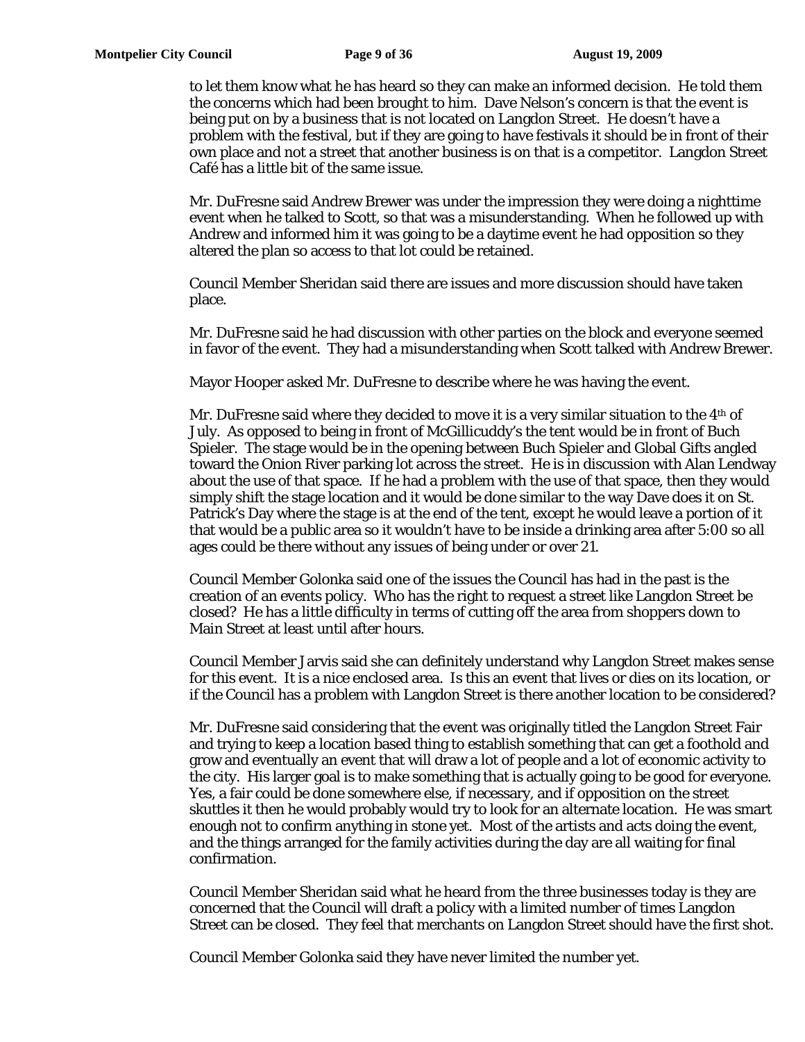to let them know what he has heard so they can make an informed decision. He told them the concerns which had been brought to him. Dave Nelson's concern is that the event is being put on by a business that is not located on Langdon Street. He doesn't have a problem with the festival, but if they are going to have festivals it should be in front of their own place and not a street that another business is on that is a competitor. Langdon Street Café has a little bit of the same issue.

Mr. DuFresne said Andrew Brewer was under the impression they were doing a nighttime event when he talked to Scott, so that was a misunderstanding. When he followed up with Andrew and informed him it was going to be a daytime event he had opposition so they altered the plan so access to that lot could be retained.

Council Member Sheridan said there are issues and more discussion should have taken place.

Mr. DuFresne said he had discussion with other parties on the block and everyone seemed in favor of the event. They had a misunderstanding when Scott talked with Andrew Brewer.

Mayor Hooper asked Mr. DuFresne to describe where he was having the event.

Mr. DuFresne said where they decided to move it is a very similar situation to the 4th of July. As opposed to being in front of McGillicuddy's the tent would be in front of Buch Spieler. The stage would be in the opening between Buch Spieler and Global Gifts angled toward the Onion River parking lot across the street. He is in discussion with Alan Lendway about the use of that space. If he had a problem with the use of that space, then they would simply shift the stage location and it would be done similar to the way Dave does it on St. Patrick's Day where the stage is at the end of the tent, except he would leave a portion of it that would be a public area so it wouldn't have to be inside a drinking area after 5:00 so all ages could be there without any issues of being under or over 21.

Council Member Golonka said one of the issues the Council has had in the past is the creation of an events policy. Who has the right to request a street like Langdon Street be closed? He has a little difficulty in terms of cutting off the area from shoppers down to Main Street at least until after hours.

Council Member Jarvis said she can definitely understand why Langdon Street makes sense for this event. It is a nice enclosed area. Is this an event that lives or dies on its location, or if the Council has a problem with Langdon Street is there another location to be considered?

Mr. DuFresne said considering that the event was originally titled the Langdon Street Fair and trying to keep a location based thing to establish something that can get a foothold and grow and eventually an event that will draw a lot of people and a lot of economic activity to the city. His larger goal is to make something that is actually going to be good for everyone. Yes, a fair could be done somewhere else, if necessary, and if opposition on the street skuttles it then he would probably would try to look for an alternate location. He was smart enough not to confirm anything in stone yet. Most of the artists and acts doing the event, and the things arranged for the family activities during the day are all waiting for final confirmation.

Council Member Sheridan said what he heard from the three businesses today is they are concerned that the Council will draft a policy with a limited number of times Langdon Street can be closed. They feel that merchants on Langdon Street should have the first shot.

Council Member Golonka said they have never limited the number yet.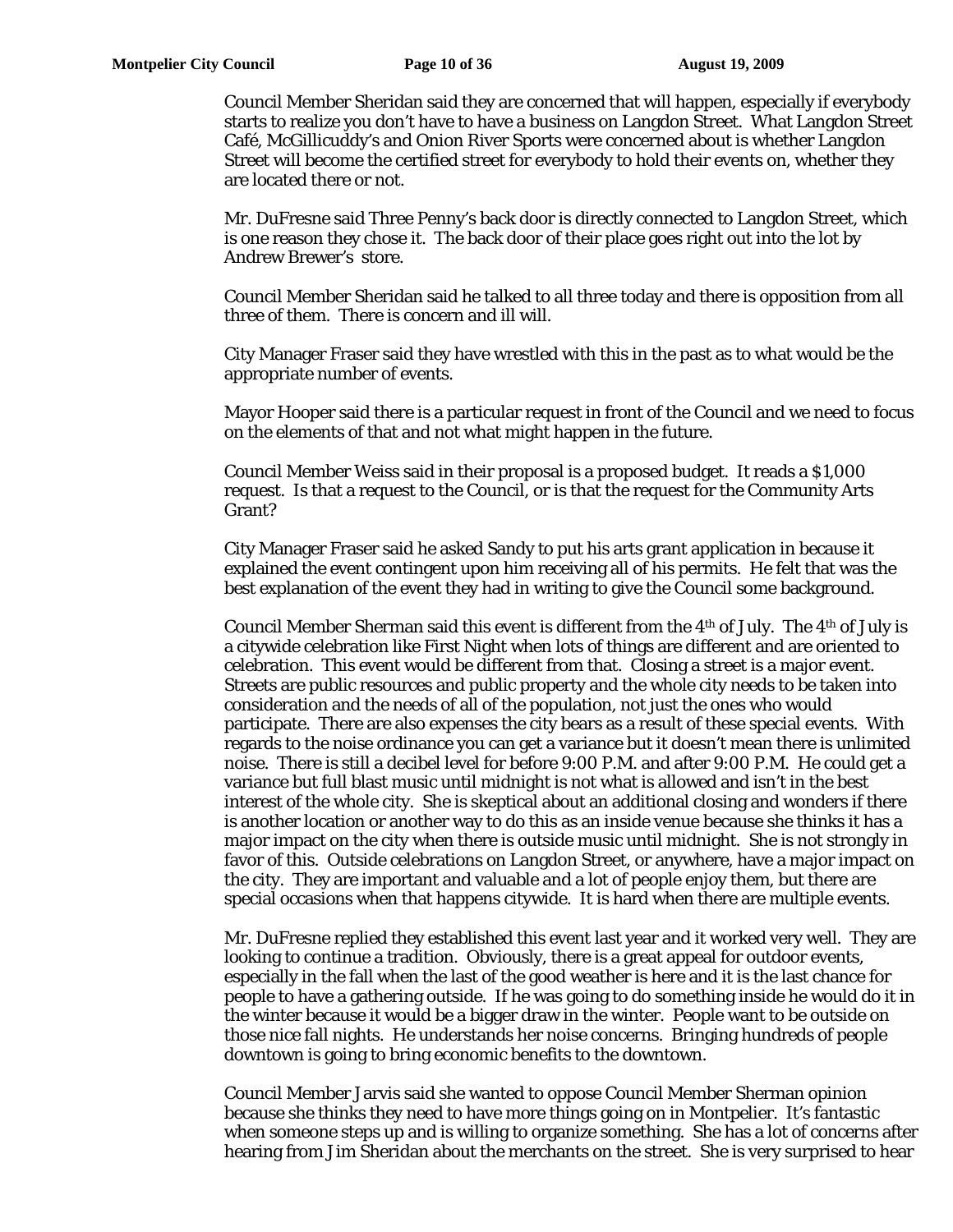Council Member Sheridan said they are concerned that will happen, especially if everybody starts to realize you don't have to have a business on Langdon Street. What Langdon Street Café, McGillicuddy's and Onion River Sports were concerned about is whether Langdon Street will become the certified street for everybody to hold their events on, whether they are located there or not.

Mr. DuFresne said Three Penny's back door is directly connected to Langdon Street, which is one reason they chose it. The back door of their place goes right out into the lot by Andrew Brewer's store.

Council Member Sheridan said he talked to all three today and there is opposition from all three of them. There is concern and ill will.

City Manager Fraser said they have wrestled with this in the past as to what would be the appropriate number of events.

Mayor Hooper said there is a particular request in front of the Council and we need to focus on the elements of that and not what might happen in the future.

Council Member Weiss said in their proposal is a proposed budget. It reads a $1,000 request. Is that a request to the Council, or is that the request for the Community Arts Grant?

City Manager Fraser said he asked Sandy to put his arts grant application in because it explained the event contingent upon him receiving all of his permits. He felt that was the best explanation of the event they had in writing to give the Council some background.

Council Member Sherman said this event is different from the 4th of July. The 4th of July is a citywide celebration like First Night when lots of things are different and are oriented to celebration. This event would be different from that. Closing a street is a major event. Streets are public resources and public property and the whole city needs to be taken into consideration and the needs of all of the population, not just the ones who would participate. There are also expenses the city bears as a result of these special events. With regards to the noise ordinance you can get a variance but it doesn't mean there is unlimited noise. There is still a decibel level for before 9:00 P.M. and after 9:00 P.M. He could get a variance but full blast music until midnight is not what is allowed and isn't in the best interest of the whole city. She is skeptical about an additional closing and wonders if there is another location or another way to do this as an inside venue because she thinks it has a major impact on the city when there is outside music until midnight. She is not strongly in favor of this. Outside celebrations on Langdon Street, or anywhere, have a major impact on the city. They are important and valuable and a lot of people enjoy them, but there are special occasions when that happens citywide. It is hard when there are multiple events.

Mr. DuFresne replied they established this event last year and it worked very well. They are looking to continue a tradition. Obviously, there is a great appeal for outdoor events, especially in the fall when the last of the good weather is here and it is the last chance for people to have a gathering outside. If he was going to do something inside he would do it in the winter because it would be a bigger draw in the winter. People want to be outside on those nice fall nights. He understands her noise concerns. Bringing hundreds of people downtown is going to bring economic benefits to the downtown.

Council Member Jarvis said she wanted to oppose Council Member Sherman opinion because she thinks they need to have more things going on in Montpelier. It's fantastic when someone steps up and is willing to organize something. She has a lot of concerns after hearing from Jim Sheridan about the merchants on the street. She is very surprised to hear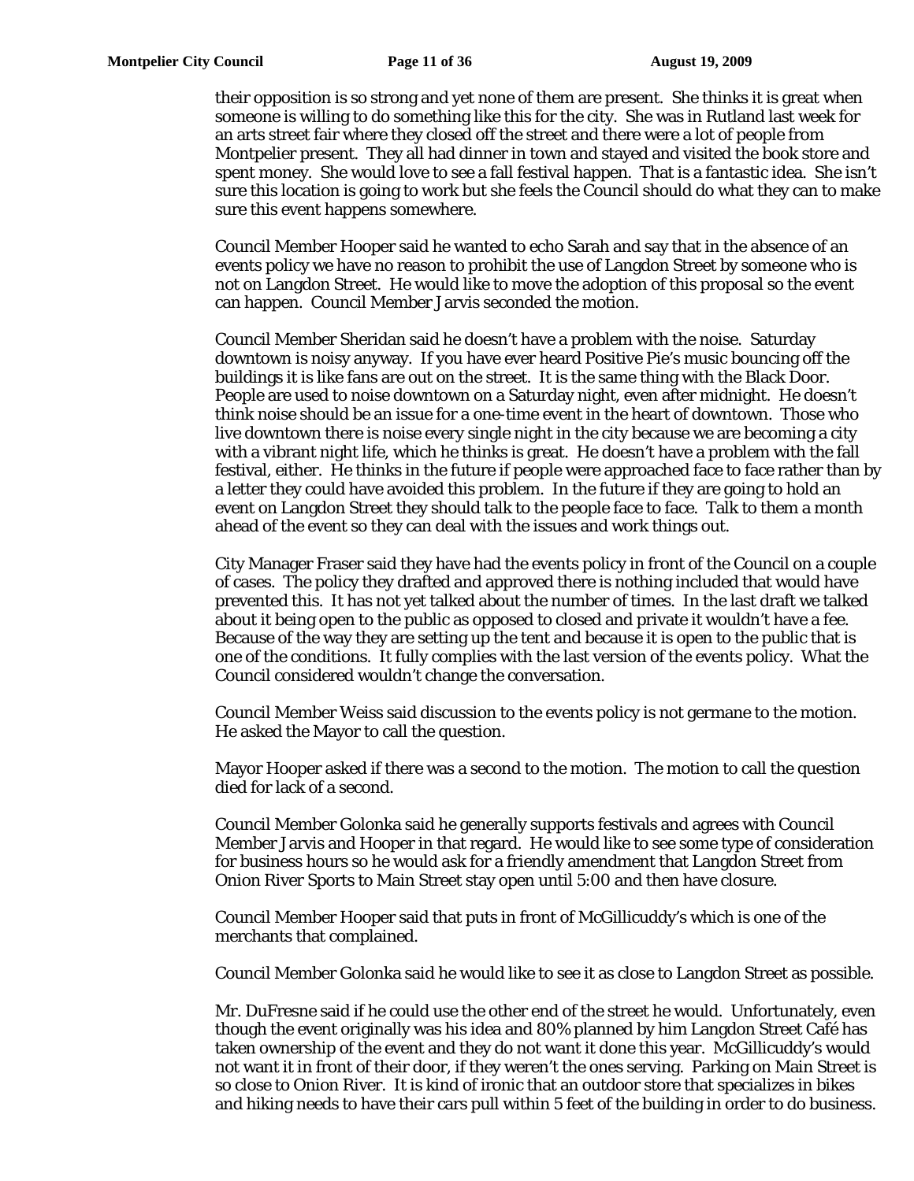their opposition is so strong and yet none of them are present. She thinks it is great when someone is willing to do something like this for the city. She was in Rutland last week for an arts street fair where they closed off the street and there were a lot of people from Montpelier present. They all had dinner in town and stayed and visited the book store and spent money. She would love to see a fall festival happen. That is a fantastic idea. She isn't sure this location is going to work but she feels the Council should do what they can to make sure this event happens somewhere.

Council Member Hooper said he wanted to echo Sarah and say that in the absence of an events policy we have no reason to prohibit the use of Langdon Street by someone who is not on Langdon Street. He would like to move the adoption of this proposal so the event can happen. Council Member Jarvis seconded the motion.

Council Member Sheridan said he doesn't have a problem with the noise. Saturday downtown is noisy anyway. If you have ever heard Positive Pie's music bouncing off the buildings it is like fans are out on the street. It is the same thing with the Black Door. People are used to noise downtown on a Saturday night, even after midnight. He doesn't think noise should be an issue for a one-time event in the heart of downtown. Those who live downtown there is noise every single night in the city because we are becoming a city with a vibrant night life, which he thinks is great. He doesn't have a problem with the fall festival, either. He thinks in the future if people were approached face to face rather than by a letter they could have avoided this problem. In the future if they are going to hold an event on Langdon Street they should talk to the people face to face. Talk to them a month ahead of the event so they can deal with the issues and work things out.

City Manager Fraser said they have had the events policy in front of the Council on a couple of cases. The policy they drafted and approved there is nothing included that would have prevented this. It has not yet talked about the number of times. In the last draft we talked about it being open to the public as opposed to closed and private it wouldn't have a fee. Because of the way they are setting up the tent and because it is open to the public that is one of the conditions. It fully complies with the last version of the events policy. What the Council considered wouldn't change the conversation.

Council Member Weiss said discussion to the events policy is not germane to the motion. He asked the Mayor to call the question.

Mayor Hooper asked if there was a second to the motion. The motion to call the question died for lack of a second.

Council Member Golonka said he generally supports festivals and agrees with Council Member Jarvis and Hooper in that regard. He would like to see some type of consideration for business hours so he would ask for a friendly amendment that Langdon Street from Onion River Sports to Main Street stay open until 5:00 and then have closure.

Council Member Hooper said that puts in front of McGillicuddy's which is one of the merchants that complained.

Council Member Golonka said he would like to see it as close to Langdon Street as possible.

Mr. DuFresne said if he could use the other end of the street he would. Unfortunately, even though the event originally was his idea and 80% planned by him Langdon Street Café has taken ownership of the event and they do not want it done this year. McGillicuddy's would not want it in front of their door, if they weren't the ones serving. Parking on Main Street is so close to Onion River. It is kind of ironic that an outdoor store that specializes in bikes and hiking needs to have their cars pull within 5 feet of the building in order to do business.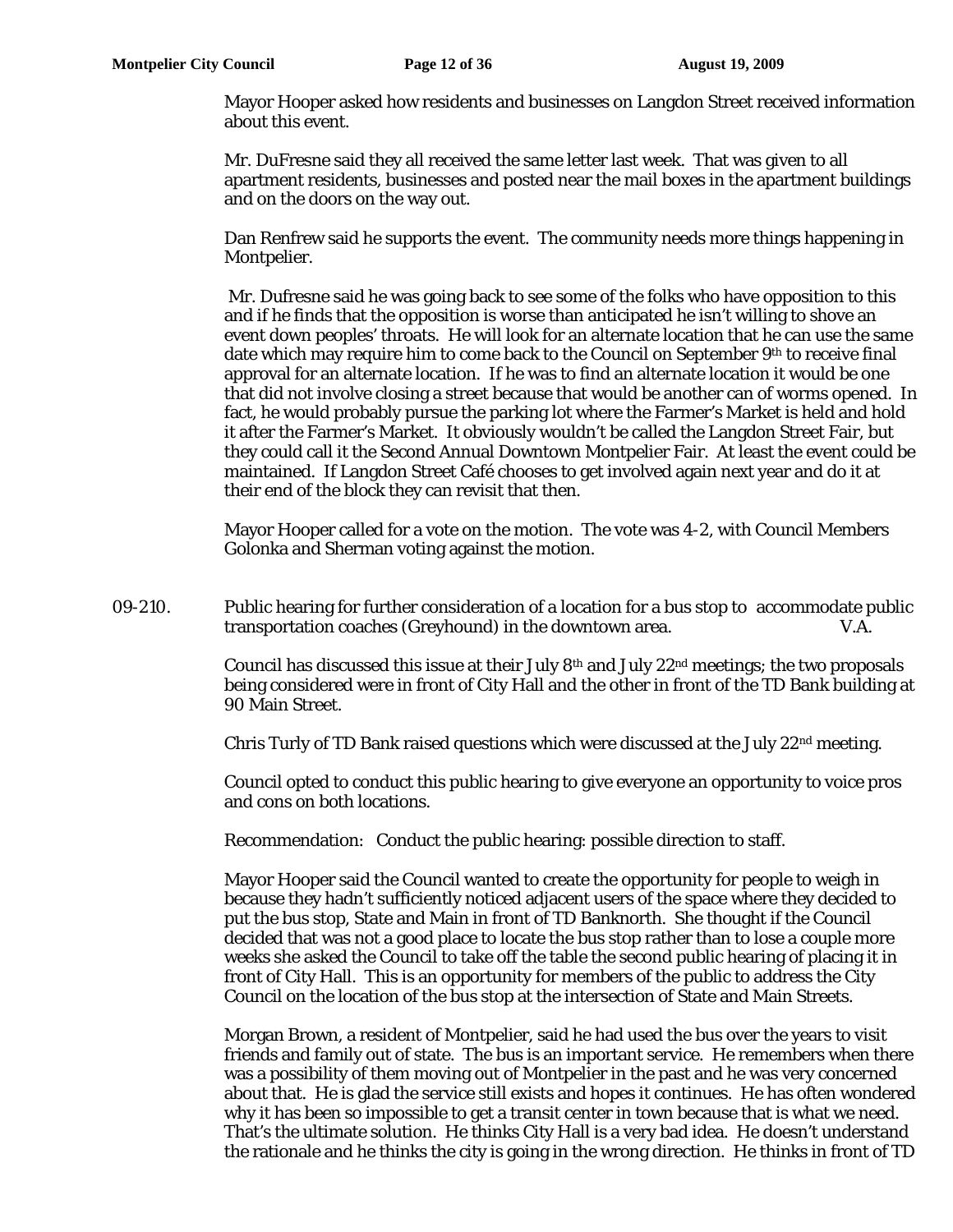Mayor Hooper asked how residents and businesses on Langdon Street received information about this event.

Mr. DuFresne said they all received the same letter last week. That was given to all apartment residents, businesses and posted near the mail boxes in the apartment buildings and on the doors on the way out.

Dan Renfrew said he supports the event. The community needs more things happening in Montpelier.

Mr. Dufresne said he was going back to see some of the folks who have opposition to this and if he finds that the opposition is worse than anticipated he isn't willing to shove an event down peoples' throats. He will look for an alternate location that he can use the same date which may require him to come back to the Council on September 9th to receive final approval for an alternate location. If he was to find an alternate location it would be one that did not involve closing a street because that would be another can of worms opened. In fact, he would probably pursue the parking lot where the Farmer's Market is held and hold it after the Farmer's Market. It obviously wouldn't be called the Langdon Street Fair, but they could call it the Second Annual Downtown Montpelier Fair. At least the event could be maintained. If Langdon Street Café chooses to get involved again next year and do it at their end of the block they can revisit that then.

Mayor Hooper called for a vote on the motion. The vote was 4-2, with Council Members Golonka and Sherman voting against the motion.

09-210. Public hearing for further consideration of a location for a bus stop to accommodate public transportation coaches (Greyhound) in the downtown area. V.A.

Council has discussed this issue at their July 8th and July 22nd meetings; the two proposals being considered were in front of City Hall and the other in front of the TD Bank building at 90 Main Street.

Chris Turly of TD Bank raised questions which were discussed at the July 22nd meeting.

Council opted to conduct this public hearing to give everyone an opportunity to voice pros and cons on both locations.

Recommendation: Conduct the public hearing: possible direction to staff.

Mayor Hooper said the Council wanted to create the opportunity for people to weigh in because they hadn't sufficiently noticed adjacent users of the space where they decided to put the bus stop, State and Main in front of TD Banknorth. She thought if the Council decided that was not a good place to locate the bus stop rather than to lose a couple more weeks she asked the Council to take off the table the second public hearing of placing it in front of City Hall. This is an opportunity for members of the public to address the City Council on the location of the bus stop at the intersection of State and Main Streets.

Morgan Brown, a resident of Montpelier, said he had used the bus over the years to visit friends and family out of state. The bus is an important service. He remembers when there was a possibility of them moving out of Montpelier in the past and he was very concerned about that. He is glad the service still exists and hopes it continues. He has often wondered why it has been so impossible to get a transit center in town because that is what we need. That's the ultimate solution. He thinks City Hall is a very bad idea. He doesn't understand the rationale and he thinks the city is going in the wrong direction. He thinks in front of TD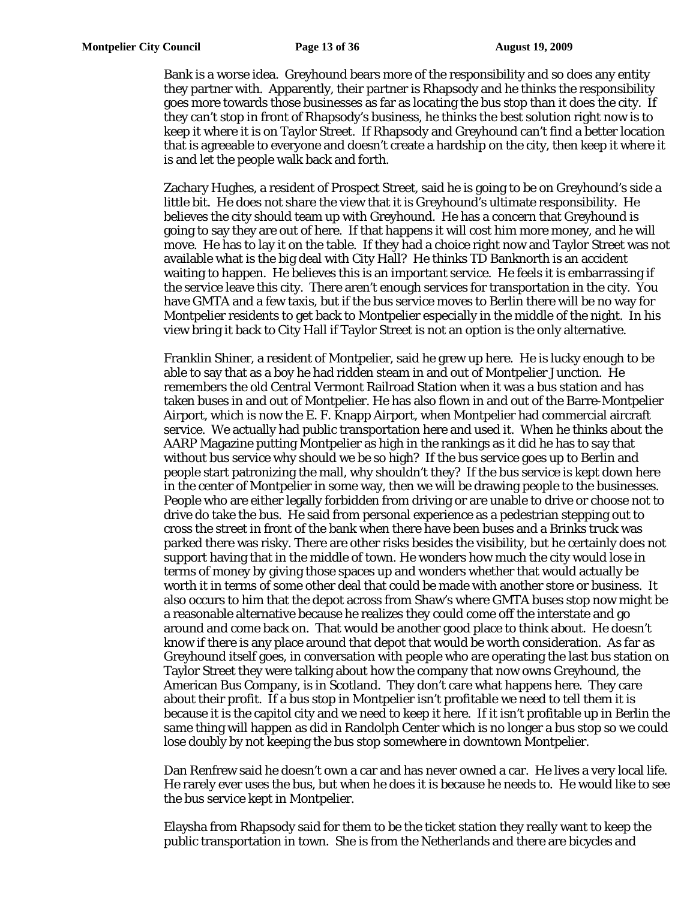Bank is a worse idea. Greyhound bears more of the responsibility and so does any entity they partner with. Apparently, their partner is Rhapsody and he thinks the responsibility goes more towards those businesses as far as locating the bus stop than it does the city. If they can't stop in front of Rhapsody's business, he thinks the best solution right now is to keep it where it is on Taylor Street. If Rhapsody and Greyhound can't find a better location that is agreeable to everyone and doesn't create a hardship on the city, then keep it where it is and let the people walk back and forth.

Zachary Hughes, a resident of Prospect Street, said he is going to be on Greyhound's side a little bit. He does not share the view that it is Greyhound's ultimate responsibility. He believes the city should team up with Greyhound. He has a concern that Greyhound is going to say they are out of here. If that happens it will cost him more money, and he will move. He has to lay it on the table. If they had a choice right now and Taylor Street was not available what is the big deal with City Hall? He thinks TD Banknorth is an accident waiting to happen. He believes this is an important service. He feels it is embarrassing if the service leave this city. There aren't enough services for transportation in the city. You have GMTA and a few taxis, but if the bus service moves to Berlin there will be no way for Montpelier residents to get back to Montpelier especially in the middle of the night. In his view bring it back to City Hall if Taylor Street is not an option is the only alternative.

Franklin Shiner, a resident of Montpelier, said he grew up here. He is lucky enough to be able to say that as a boy he had ridden steam in and out of Montpelier Junction. He remembers the old Central Vermont Railroad Station when it was a bus station and has taken buses in and out of Montpelier. He has also flown in and out of the Barre-Montpelier Airport, which is now the E. F. Knapp Airport, when Montpelier had commercial aircraft service. We actually had public transportation here and used it. When he thinks about the AARP Magazine putting Montpelier as high in the rankings as it did he has to say that without bus service why should we be so high? If the bus service goes up to Berlin and people start patronizing the mall, why shouldn't they? If the bus service is kept down here in the center of Montpelier in some way, then we will be drawing people to the businesses. People who are either legally forbidden from driving or are unable to drive or choose not to drive do take the bus. He said from personal experience as a pedestrian stepping out to cross the street in front of the bank when there have been buses and a Brinks truck was parked there was risky. There are other risks besides the visibility, but he certainly does not support having that in the middle of town. He wonders how much the city would lose in terms of money by giving those spaces up and wonders whether that would actually be worth it in terms of some other deal that could be made with another store or business. It also occurs to him that the depot across from Shaw's where GMTA buses stop now might be a reasonable alternative because he realizes they could come off the interstate and go around and come back on. That would be another good place to think about. He doesn't know if there is any place around that depot that would be worth consideration. As far as Greyhound itself goes, in conversation with people who are operating the last bus station on Taylor Street they were talking about how the company that now owns Greyhound, the American Bus Company, is in Scotland. They don't care what happens here. They care about their profit. If a bus stop in Montpelier isn't profitable we need to tell them it is because it is the capitol city and we need to keep it here. If it isn't profitable up in Berlin the same thing will happen as did in Randolph Center which is no longer a bus stop so we could lose doubly by not keeping the bus stop somewhere in downtown Montpelier.

Dan Renfrew said he doesn't own a car and has never owned a car. He lives a very local life. He rarely ever uses the bus, but when he does it is because he needs to. He would like to see the bus service kept in Montpelier.

Elaysha from Rhapsody said for them to be the ticket station they really want to keep the public transportation in town. She is from the Netherlands and there are bicycles and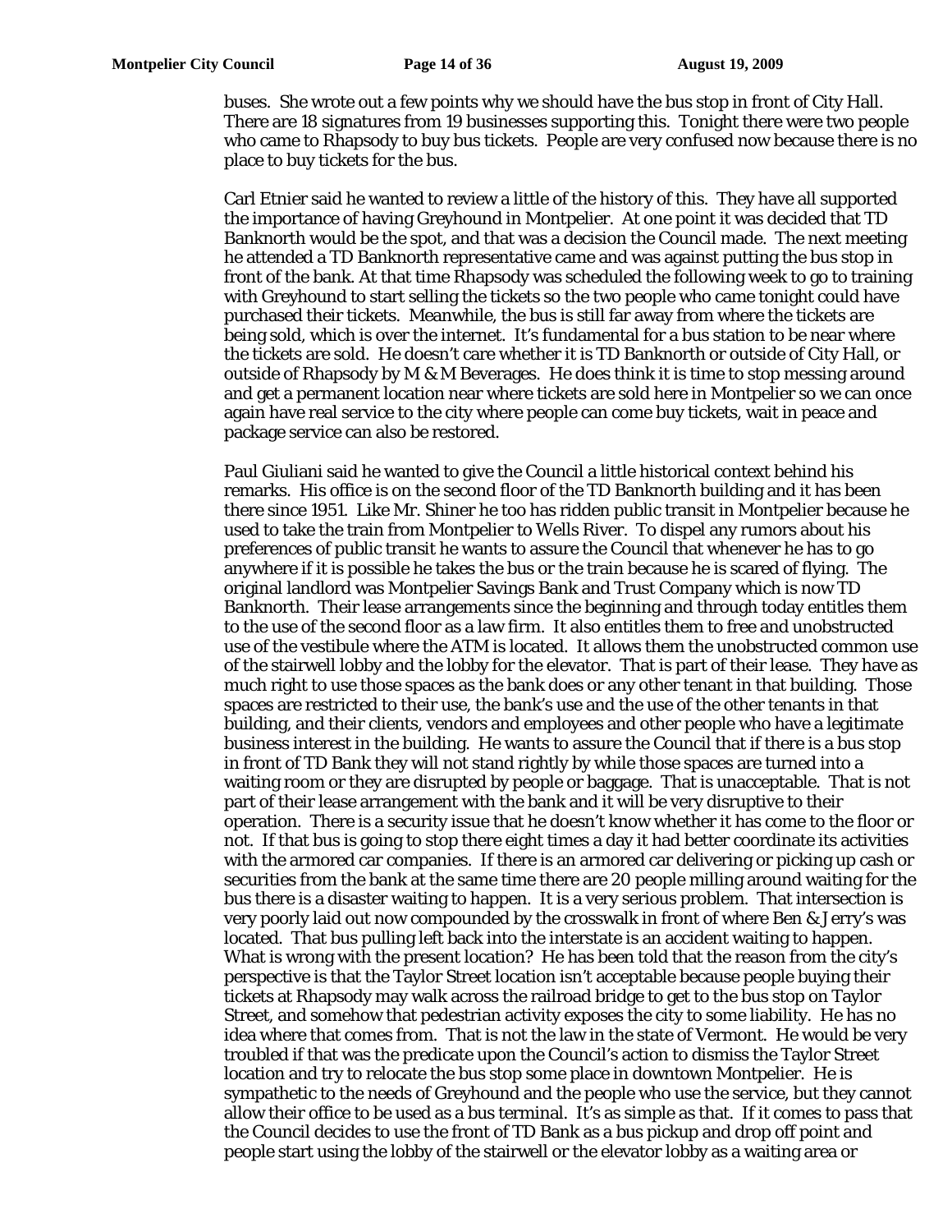buses. She wrote out a few points why we should have the bus stop in front of City Hall. There are 18 signatures from 19 businesses supporting this. Tonight there were two people who came to Rhapsody to buy bus tickets. People are very confused now because there is no place to buy tickets for the bus.

Carl Etnier said he wanted to review a little of the history of this. They have all supported the importance of having Greyhound in Montpelier. At one point it was decided that TD Banknorth would be the spot, and that was a decision the Council made. The next meeting he attended a TD Banknorth representative came and was against putting the bus stop in front of the bank. At that time Rhapsody was scheduled the following week to go to training with Greyhound to start selling the tickets so the two people who came tonight could have purchased their tickets. Meanwhile, the bus is still far away from where the tickets are being sold, which is over the internet. It's fundamental for a bus station to be near where the tickets are sold. He doesn't care whether it is TD Banknorth or outside of City Hall, or outside of Rhapsody by M & M Beverages. He does think it is time to stop messing around and get a permanent location near where tickets are sold here in Montpelier so we can once again have real service to the city where people can come buy tickets, wait in peace and package service can also be restored.

Paul Giuliani said he wanted to give the Council a little historical context behind his remarks. His office is on the second floor of the TD Banknorth building and it has been there since 1951. Like Mr. Shiner he too has ridden public transit in Montpelier because he used to take the train from Montpelier to Wells River. To dispel any rumors about his preferences of public transit he wants to assure the Council that whenever he has to go anywhere if it is possible he takes the bus or the train because he is scared of flying. The original landlord was Montpelier Savings Bank and Trust Company which is now TD Banknorth. Their lease arrangements since the beginning and through today entitles them to the use of the second floor as a law firm. It also entitles them to free and unobstructed use of the vestibule where the ATM is located. It allows them the unobstructed common use of the stairwell lobby and the lobby for the elevator. That is part of their lease. They have as much right to use those spaces as the bank does or any other tenant in that building. Those spaces are restricted to their use, the bank's use and the use of the other tenants in that building, and their clients, vendors and employees and other people who have a legitimate business interest in the building. He wants to assure the Council that if there is a bus stop in front of TD Bank they will not stand rightly by while those spaces are turned into a waiting room or they are disrupted by people or baggage. That is unacceptable. That is not part of their lease arrangement with the bank and it will be very disruptive to their operation. There is a security issue that he doesn't know whether it has come to the floor or not. If that bus is going to stop there eight times a day it had better coordinate its activities with the armored car companies. If there is an armored car delivering or picking up cash or securities from the bank at the same time there are 20 people milling around waiting for the bus there is a disaster waiting to happen. It is a very serious problem. That intersection is very poorly laid out now compounded by the crosswalk in front of where Ben & Jerry's was located. That bus pulling left back into the interstate is an accident waiting to happen. What is wrong with the present location? He has been told that the reason from the city's perspective is that the Taylor Street location isn't acceptable because people buying their tickets at Rhapsody may walk across the railroad bridge to get to the bus stop on Taylor Street, and somehow that pedestrian activity exposes the city to some liability. He has no idea where that comes from. That is not the law in the state of Vermont. He would be very troubled if that was the predicate upon the Council's action to dismiss the Taylor Street location and try to relocate the bus stop some place in downtown Montpelier. He is sympathetic to the needs of Greyhound and the people who use the service, but they cannot allow their office to be used as a bus terminal. It's as simple as that. If it comes to pass that the Council decides to use the front of TD Bank as a bus pickup and drop off point and people start using the lobby of the stairwell or the elevator lobby as a waiting area or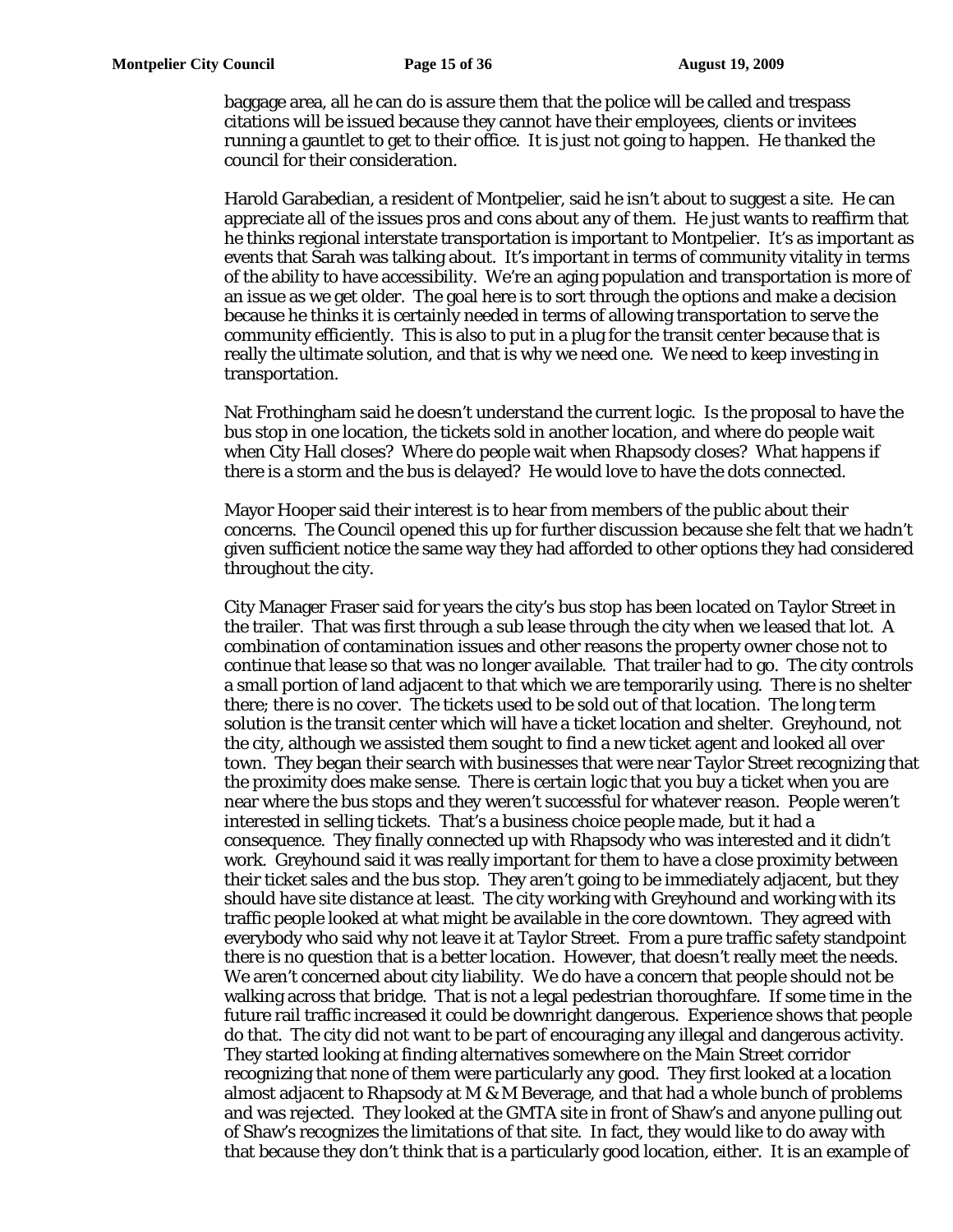baggage area, all he can do is assure them that the police will be called and trespass citations will be issued because they cannot have their employees, clients or invitees running a gauntlet to get to their office. It is just not going to happen. He thanked the council for their consideration.

Harold Garabedian, a resident of Montpelier, said he isn't about to suggest a site. He can appreciate all of the issues pros and cons about any of them. He just wants to reaffirm that he thinks regional interstate transportation is important to Montpelier. It's as important as events that Sarah was talking about. It's important in terms of community vitality in terms of the ability to have accessibility. We're an aging population and transportation is more of an issue as we get older. The goal here is to sort through the options and make a decision because he thinks it is certainly needed in terms of allowing transportation to serve the community efficiently. This is also to put in a plug for the transit center because that is really the ultimate solution, and that is why we need one. We need to keep investing in transportation.

Nat Frothingham said he doesn't understand the current logic. Is the proposal to have the bus stop in one location, the tickets sold in another location, and where do people wait when City Hall closes? Where do people wait when Rhapsody closes? What happens if there is a storm and the bus is delayed? He would love to have the dots connected.

Mayor Hooper said their interest is to hear from members of the public about their concerns. The Council opened this up for further discussion because she felt that we hadn't given sufficient notice the same way they had afforded to other options they had considered throughout the city.

City Manager Fraser said for years the city's bus stop has been located on Taylor Street in the trailer. That was first through a sub lease through the city when we leased that lot. A combination of contamination issues and other reasons the property owner chose not to continue that lease so that was no longer available. That trailer had to go. The city controls a small portion of land adjacent to that which we are temporarily using. There is no shelter there; there is no cover. The tickets used to be sold out of that location. The long term solution is the transit center which will have a ticket location and shelter. Greyhound, not the city, although we assisted them sought to find a new ticket agent and looked all over town. They began their search with businesses that were near Taylor Street recognizing that the proximity does make sense. There is certain logic that you buy a ticket when you are near where the bus stops and they weren't successful for whatever reason. People weren't interested in selling tickets. That's a business choice people made, but it had a consequence. They finally connected up with Rhapsody who was interested and it didn't work. Greyhound said it was really important for them to have a close proximity between their ticket sales and the bus stop. They aren't going to be immediately adjacent, but they should have site distance at least. The city working with Greyhound and working with its traffic people looked at what might be available in the core downtown. They agreed with everybody who said why not leave it at Taylor Street. From a pure traffic safety standpoint there is no question that is a better location. However, that doesn't really meet the needs. We aren't concerned about city liability. We do have a concern that people should not be walking across that bridge. That is not a legal pedestrian thoroughfare. If some time in the future rail traffic increased it could be downright dangerous. Experience shows that people do that. The city did not want to be part of encouraging any illegal and dangerous activity. They started looking at finding alternatives somewhere on the Main Street corridor recognizing that none of them were particularly any good. They first looked at a location almost adjacent to Rhapsody at M & M Beverage, and that had a whole bunch of problems and was rejected. They looked at the GMTA site in front of Shaw's and anyone pulling out of Shaw's recognizes the limitations of that site. In fact, they would like to do away with that because they don't think that is a particularly good location, either. It is an example of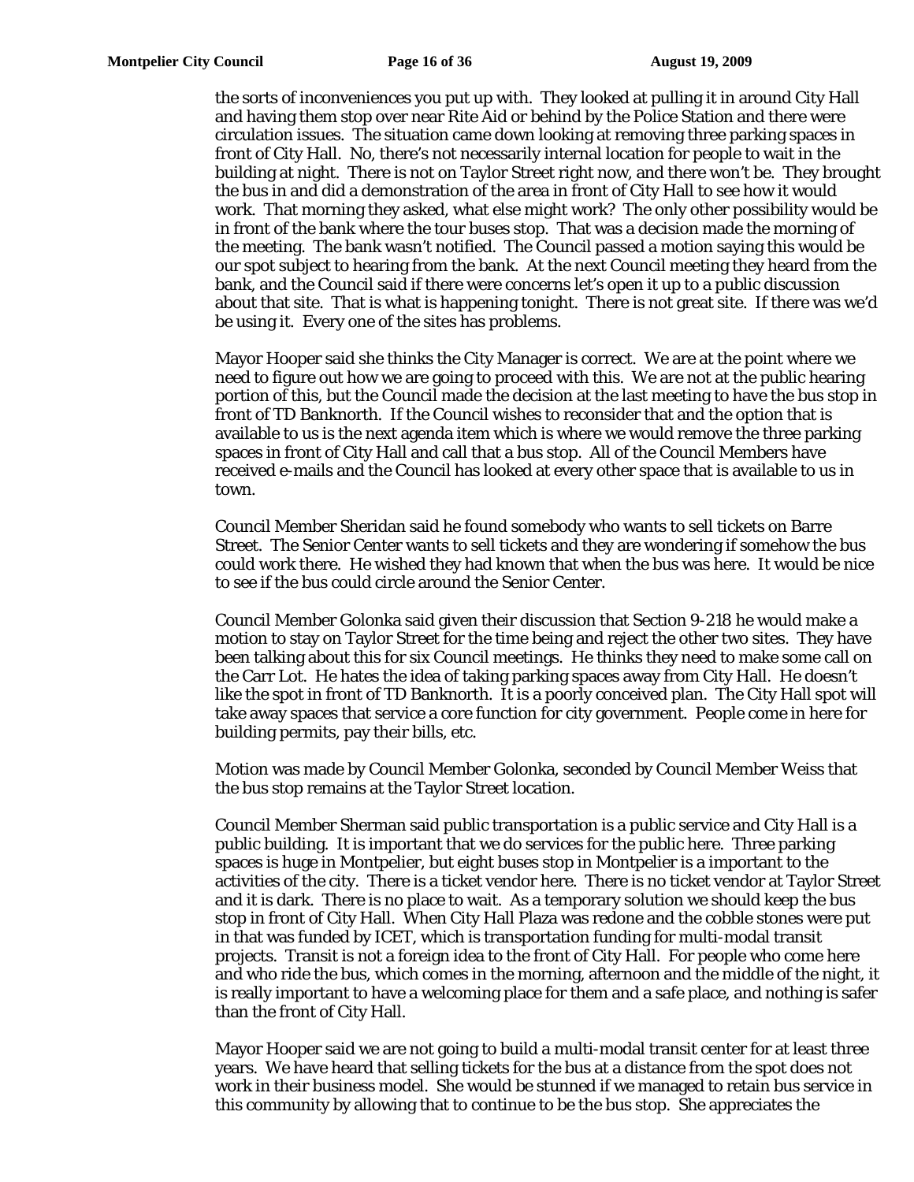the sorts of inconveniences you put up with. They looked at pulling it in around City Hall and having them stop over near Rite Aid or behind by the Police Station and there were circulation issues. The situation came down looking at removing three parking spaces in front of City Hall. No, there's not necessarily internal location for people to wait in the building at night. There is not on Taylor Street right now, and there won't be. They brought the bus in and did a demonstration of the area in front of City Hall to see how it would work. That morning they asked, what else might work? The only other possibility would be in front of the bank where the tour buses stop. That was a decision made the morning of the meeting. The bank wasn't notified. The Council passed a motion saying this would be our spot subject to hearing from the bank. At the next Council meeting they heard from the bank, and the Council said if there were concerns let's open it up to a public discussion about that site. That is what is happening tonight. There is not great site. If there was we'd be using it. Every one of the sites has problems.

Mayor Hooper said she thinks the City Manager is correct. We are at the point where we need to figure out how we are going to proceed with this. We are not at the public hearing portion of this, but the Council made the decision at the last meeting to have the bus stop in front of TD Banknorth. If the Council wishes to reconsider that and the option that is available to us is the next agenda item which is where we would remove the three parking spaces in front of City Hall and call that a bus stop. All of the Council Members have received e-mails and the Council has looked at every other space that is available to us in town.

Council Member Sheridan said he found somebody who wants to sell tickets on Barre Street. The Senior Center wants to sell tickets and they are wondering if somehow the bus could work there. He wished they had known that when the bus was here. It would be nice to see if the bus could circle around the Senior Center.

Council Member Golonka said given their discussion that Section 9-218 he would make a motion to stay on Taylor Street for the time being and reject the other two sites. They have been talking about this for six Council meetings. He thinks they need to make some call on the Carr Lot. He hates the idea of taking parking spaces away from City Hall. He doesn't like the spot in front of TD Banknorth. It is a poorly conceived plan. The City Hall spot will take away spaces that service a core function for city government. People come in here for building permits, pay their bills, etc.

Motion was made by Council Member Golonka, seconded by Council Member Weiss that the bus stop remains at the Taylor Street location.

Council Member Sherman said public transportation is a public service and City Hall is a public building. It is important that we do services for the public here. Three parking spaces is huge in Montpelier, but eight buses stop in Montpelier is a important to the activities of the city. There is a ticket vendor here. There is no ticket vendor at Taylor Street and it is dark. There is no place to wait. As a temporary solution we should keep the bus stop in front of City Hall. When City Hall Plaza was redone and the cobble stones were put in that was funded by ICET, which is transportation funding for multi-modal transit projects. Transit is not a foreign idea to the front of City Hall. For people who come here and who ride the bus, which comes in the morning, afternoon and the middle of the night, it is really important to have a welcoming place for them and a safe place, and nothing is safer than the front of City Hall.

Mayor Hooper said we are not going to build a multi-modal transit center for at least three years. We have heard that selling tickets for the bus at a distance from the spot does not work in their business model. She would be stunned if we managed to retain bus service in this community by allowing that to continue to be the bus stop. She appreciates the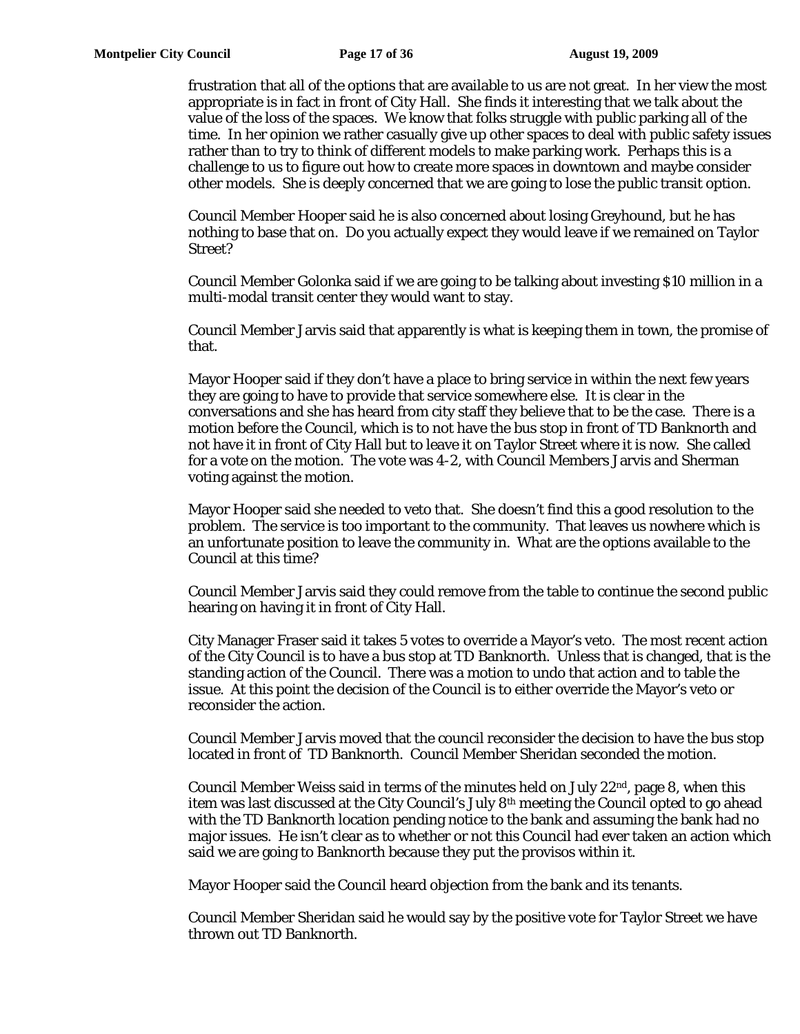frustration that all of the options that are available to us are not great. In her view the most appropriate is in fact in front of City Hall. She finds it interesting that we talk about the value of the loss of the spaces. We know that folks struggle with public parking all of the time. In her opinion we rather casually give up other spaces to deal with public safety issues rather than to try to think of different models to make parking work. Perhaps this is a challenge to us to figure out how to create more spaces in downtown and maybe consider other models. She is deeply concerned that we are going to lose the public transit option.

Council Member Hooper said he is also concerned about losing Greyhound, but he has nothing to base that on. Do you actually expect they would leave if we remained on Taylor Street?

Council Member Golonka said if we are going to be talking about investing $10 million in a multi-modal transit center they would want to stay.

Council Member Jarvis said that apparently is what is keeping them in town, the promise of that.

Mayor Hooper said if they don't have a place to bring service in within the next few years they are going to have to provide that service somewhere else. It is clear in the conversations and she has heard from city staff they believe that to be the case. There is a motion before the Council, which is to not have the bus stop in front of TD Banknorth and not have it in front of City Hall but to leave it on Taylor Street where it is now. She called for a vote on the motion. The vote was 4-2, with Council Members Jarvis and Sherman voting against the motion.

Mayor Hooper said she needed to veto that. She doesn't find this a good resolution to the problem. The service is too important to the community. That leaves us nowhere which is an unfortunate position to leave the community in. What are the options available to the Council at this time?

Council Member Jarvis said they could remove from the table to continue the second public hearing on having it in front of City Hall.

City Manager Fraser said it takes 5 votes to override a Mayor's veto. The most recent action of the City Council is to have a bus stop at TD Banknorth. Unless that is changed, that is the standing action of the Council. There was a motion to undo that action and to table the issue. At this point the decision of the Council is to either override the Mayor's veto or reconsider the action.

Council Member Jarvis moved that the council reconsider the decision to have the bus stop located in front of TD Banknorth. Council Member Sheridan seconded the motion.

Council Member Weiss said in terms of the minutes held on July 22nd, page 8, when this item was last discussed at the City Council's July 8th meeting the Council opted to go ahead with the TD Banknorth location pending notice to the bank and assuming the bank had no major issues. He isn't clear as to whether or not this Council had ever taken an action which said we are going to Banknorth because they put the provisos within it.

Mayor Hooper said the Council heard objection from the bank and its tenants.

Council Member Sheridan said he would say by the positive vote for Taylor Street we have thrown out TD Banknorth.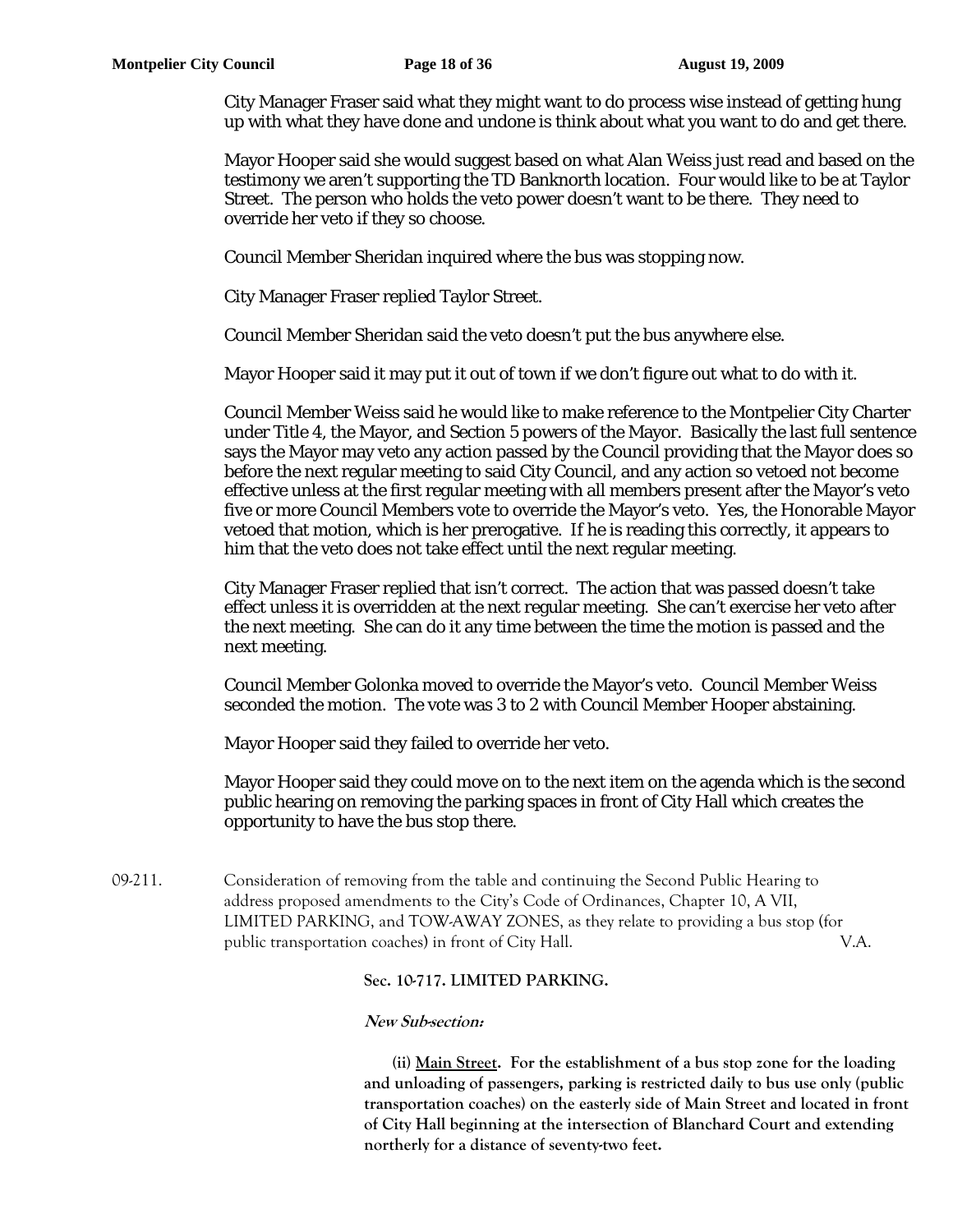City Manager Fraser said what they might want to do process wise instead of getting hung up with what they have done and undone is think about what you want to do and get there.

Mayor Hooper said she would suggest based on what Alan Weiss just read and based on the testimony we aren't supporting the TD Banknorth location. Four would like to be at Taylor Street. The person who holds the veto power doesn't want to be there. They need to override her veto if they so choose.

Council Member Sheridan inquired where the bus was stopping now.

City Manager Fraser replied Taylor Street.

Council Member Sheridan said the veto doesn't put the bus anywhere else.

Mayor Hooper said it may put it out of town if we don't figure out what to do with it.

Council Member Weiss said he would like to make reference to the Montpelier City Charter under Title 4, the Mayor, and Section 5 powers of the Mayor. Basically the last full sentence says the Mayor may veto any action passed by the Council providing that the Mayor does so before the next regular meeting to said City Council, and any action so vetoed not become effective unless at the first regular meeting with all members present after the Mayor's veto five or more Council Members vote to override the Mayor's veto. Yes, the Honorable Mayor vetoed that motion, which is her prerogative. If he is reading this correctly, it appears to him that the veto does not take effect until the next regular meeting.

City Manager Fraser replied that isn't correct. The action that was passed doesn't take effect unless it is overridden at the next regular meeting. She can't exercise her veto after the next meeting. She can do it any time between the time the motion is passed and the next meeting.

Council Member Golonka moved to override the Mayor's veto. Council Member Weiss seconded the motion. The vote was 3 to 2 with Council Member Hooper abstaining.

Mayor Hooper said they failed to override her veto.

Mayor Hooper said they could move on to the next item on the agenda which is the second public hearing on removing the parking spaces in front of City Hall which creates the opportunity to have the bus stop there.

09-211. Consideration of removing from the table and continuing the Second Public Hearing to address proposed amendments to the City's Code of Ordinances, Chapter 10, A VII, LIMITED PARKING, and TOW-AWAY ZONES, as they relate to providing a bus stop (for public transportation coaches) in front of City Hall. V.A.

**Sec. 10-717. LIMITED PARKING.**

***New Sub-section:***

**(ii) Main Street. For the establishment of a bus stop zone for the loading and unloading of passengers, parking is restricted daily to bus use only (public transportation coaches) on the easterly side of Main Street and located in front of City Hall beginning at the intersection of Blanchard Court and extending northerly for a distance of seventy-two feet.**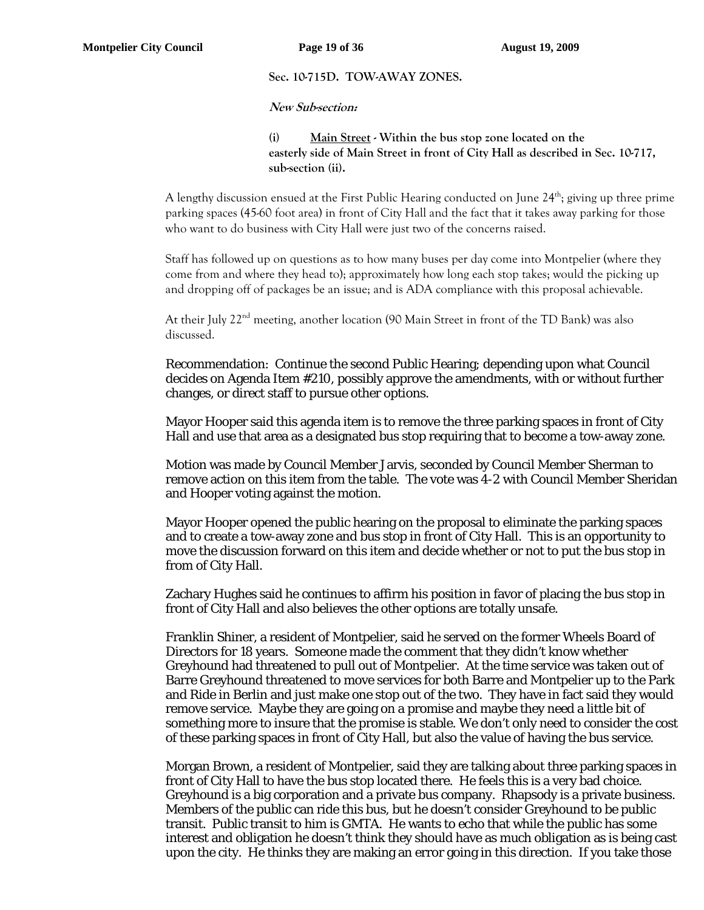**Sec. 10-715D. TOW-AWAY ZONES.**

***New Sub-section:***

**(i) <u>Main Street</u> - Within the bus stop zone located on the easterly side of Main Street in front of City Hall as described in Sec. 10-717, sub-section (ii).**

A lengthy discussion ensued at the First Public Hearing conducted on June 24th; giving up three prime parking spaces (45-60 foot area) in front of City Hall and the fact that it takes away parking for those who want to do business with City Hall were just two of the concerns raised.

Staff has followed up on questions as to how many buses per day come into Montpelier (where they come from and where they head to); approximately how long each stop takes; would the picking up and dropping off of packages be an issue; and is ADA compliance with this proposal achievable.

At their July 22nd meeting, another location (90 Main Street in front of the TD Bank) was also discussed.

Recommendation: Continue the second Public Hearing; depending upon what Council decides on Agenda Item #210, possibly approve the amendments, with or without further changes, or direct staff to pursue other options.

Mayor Hooper said this agenda item is to remove the three parking spaces in front of City Hall and use that area as a designated bus stop requiring that to become a tow-away zone.

Motion was made by Council Member Jarvis, seconded by Council Member Sherman to remove action on this item from the table. The vote was 4-2 with Council Member Sheridan and Hooper voting against the motion.

Mayor Hooper opened the public hearing on the proposal to eliminate the parking spaces and to create a tow-away zone and bus stop in front of City Hall. This is an opportunity to move the discussion forward on this item and decide whether or not to put the bus stop in from of City Hall.

Zachary Hughes said he continues to affirm his position in favor of placing the bus stop in front of City Hall and also believes the other options are totally unsafe.

Franklin Shiner, a resident of Montpelier, said he served on the former Wheels Board of Directors for 18 years. Someone made the comment that they didn't know whether Greyhound had threatened to pull out of Montpelier. At the time service was taken out of Barre Greyhound threatened to move services for both Barre and Montpelier up to the Park and Ride in Berlin and just make one stop out of the two. They have in fact said they would remove service. Maybe they are going on a promise and maybe they need a little bit of something more to insure that the promise is stable. We don't only need to consider the cost of these parking spaces in front of City Hall, but also the value of having the bus service.

Morgan Brown, a resident of Montpelier, said they are talking about three parking spaces in front of City Hall to have the bus stop located there. He feels this is a very bad choice. Greyhound is a big corporation and a private bus company. Rhapsody is a private business. Members of the public can ride this bus, but he doesn't consider Greyhound to be public transit. Public transit to him is GMTA. He wants to echo that while the public has some interest and obligation he doesn't think they should have as much obligation as is being cast upon the city. He thinks they are making an error going in this direction. If you take those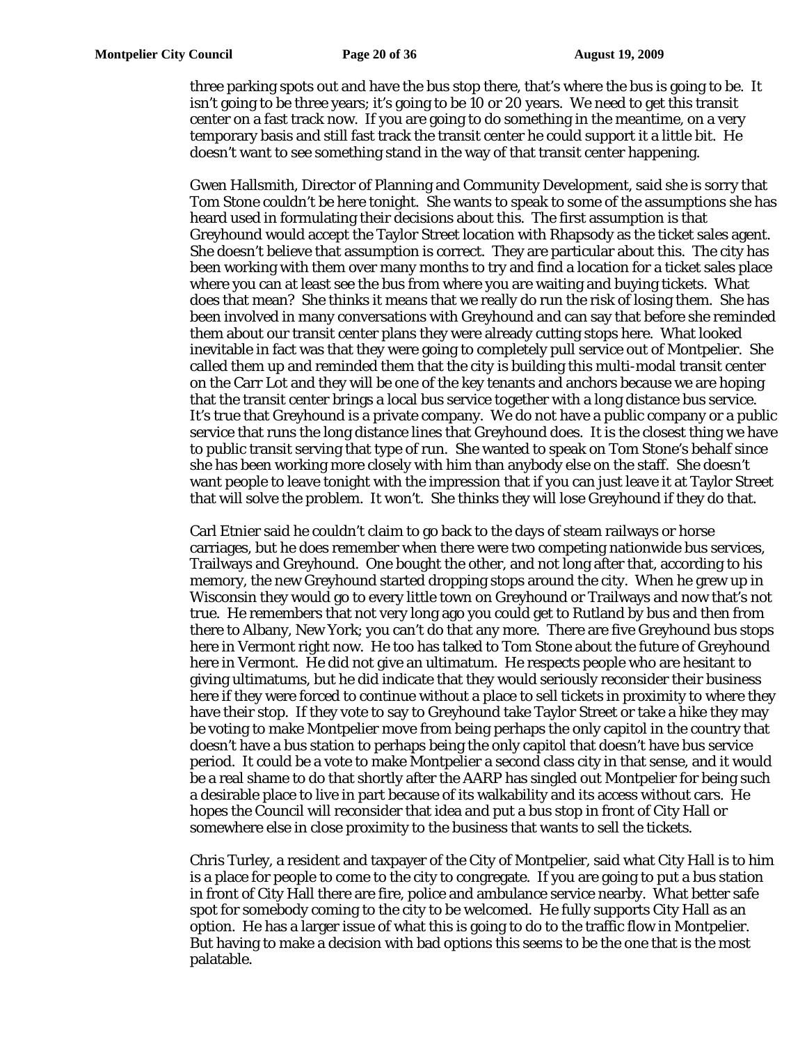three parking spots out and have the bus stop there, that's where the bus is going to be. It isn't going to be three years; it's going to be 10 or 20 years. We need to get this transit center on a fast track now. If you are going to do something in the meantime, on a very temporary basis and still fast track the transit center he could support it a little bit. He doesn't want to see something stand in the way of that transit center happening.

Gwen Hallsmith, Director of Planning and Community Development, said she is sorry that Tom Stone couldn't be here tonight. She wants to speak to some of the assumptions she has heard used in formulating their decisions about this. The first assumption is that Greyhound would accept the Taylor Street location with Rhapsody as the ticket sales agent. She doesn't believe that assumption is correct. They are particular about this. The city has been working with them over many months to try and find a location for a ticket sales place where you can at least see the bus from where you are waiting and buying tickets. What does that mean? She thinks it means that we really do run the risk of losing them. She has been involved in many conversations with Greyhound and can say that before she reminded them about our transit center plans they were already cutting stops here. What looked inevitable in fact was that they were going to completely pull service out of Montpelier. She called them up and reminded them that the city is building this multi-modal transit center on the Carr Lot and they will be one of the key tenants and anchors because we are hoping that the transit center brings a local bus service together with a long distance bus service. It's true that Greyhound is a private company. We do not have a public company or a public service that runs the long distance lines that Greyhound does. It is the closest thing we have to public transit serving that type of run. She wanted to speak on Tom Stone's behalf since she has been working more closely with him than anybody else on the staff. She doesn't want people to leave tonight with the impression that if you can just leave it at Taylor Street that will solve the problem. It won't. She thinks they will lose Greyhound if they do that.

Carl Etnier said he couldn't claim to go back to the days of steam railways or horse carriages, but he does remember when there were two competing nationwide bus services, Trailways and Greyhound. One bought the other, and not long after that, according to his memory, the new Greyhound started dropping stops around the city. When he grew up in Wisconsin they would go to every little town on Greyhound or Trailways and now that's not true. He remembers that not very long ago you could get to Rutland by bus and then from there to Albany, New York; you can't do that any more. There are five Greyhound bus stops here in Vermont right now. He too has talked to Tom Stone about the future of Greyhound here in Vermont. He did not give an ultimatum. He respects people who are hesitant to giving ultimatums, but he did indicate that they would seriously reconsider their business here if they were forced to continue without a place to sell tickets in proximity to where they have their stop. If they vote to say to Greyhound take Taylor Street or take a hike they may be voting to make Montpelier move from being perhaps the only capitol in the country that doesn't have a bus station to perhaps being the only capitol that doesn't have bus service period. It could be a vote to make Montpelier a second class city in that sense, and it would be a real shame to do that shortly after the AARP has singled out Montpelier for being such a desirable place to live in part because of its walkability and its access without cars. He hopes the Council will reconsider that idea and put a bus stop in front of City Hall or somewhere else in close proximity to the business that wants to sell the tickets.

Chris Turley, a resident and taxpayer of the City of Montpelier, said what City Hall is to him is a place for people to come to the city to congregate. If you are going to put a bus station in front of City Hall there are fire, police and ambulance service nearby. What better safe spot for somebody coming to the city to be welcomed. He fully supports City Hall as an option. He has a larger issue of what this is going to do to the traffic flow in Montpelier. But having to make a decision with bad options this seems to be the one that is the most palatable.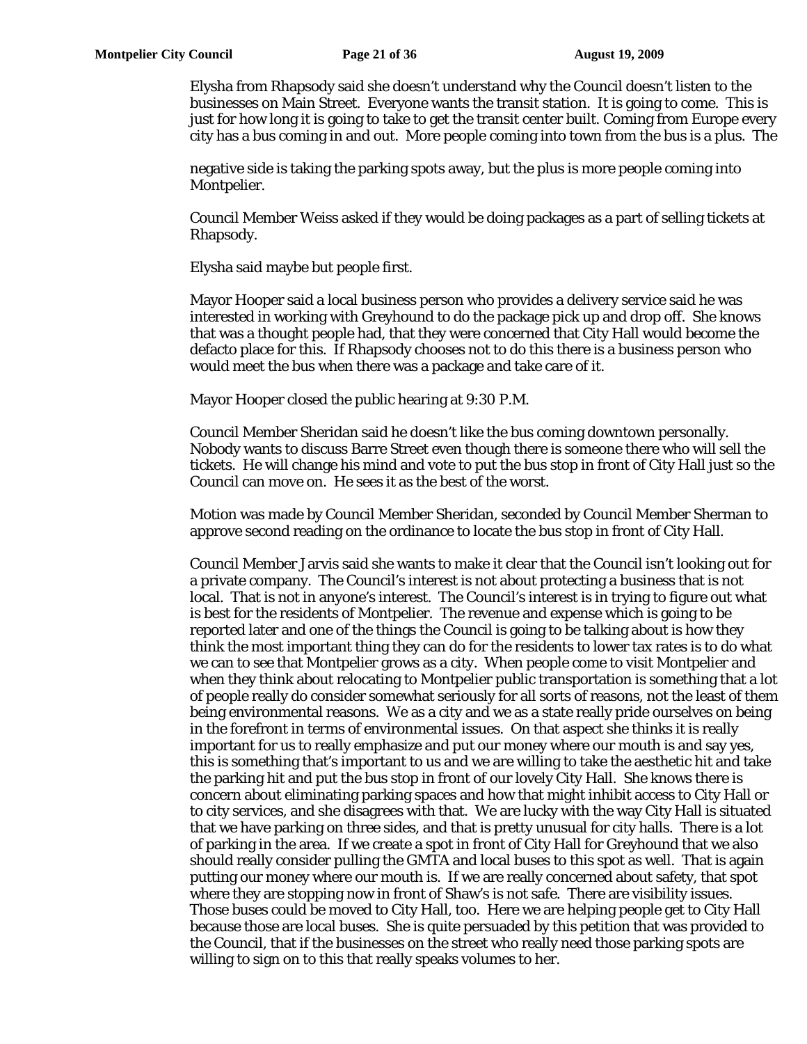Elysha from Rhapsody said she doesn't understand why the Council doesn't listen to the businesses on Main Street. Everyone wants the transit station. It is going to come. This is just for how long it is going to take to get the transit center built. Coming from Europe every city has a bus coming in and out. More people coming into town from the bus is a plus. The negative side is taking the parking spots away, but the plus is more people coming into Montpelier.

Council Member Weiss asked if they would be doing packages as a part of selling tickets at Rhapsody.

Elysha said maybe but people first.

Mayor Hooper said a local business person who provides a delivery service said he was interested in working with Greyhound to do the package pick up and drop off. She knows that was a thought people had, that they were concerned that City Hall would become the defacto place for this. If Rhapsody chooses not to do this there is a business person who would meet the bus when there was a package and take care of it.

Mayor Hooper closed the public hearing at 9:30 P.M.

Council Member Sheridan said he doesn't like the bus coming downtown personally. Nobody wants to discuss Barre Street even though there is someone there who will sell the tickets. He will change his mind and vote to put the bus stop in front of City Hall just so the Council can move on. He sees it as the best of the worst.

Motion was made by Council Member Sheridan, seconded by Council Member Sherman to approve second reading on the ordinance to locate the bus stop in front of City Hall.

Council Member Jarvis said she wants to make it clear that the Council isn't looking out for a private company. The Council's interest is not about protecting a business that is not local. That is not in anyone's interest. The Council's interest is in trying to figure out what is best for the residents of Montpelier. The revenue and expense which is going to be reported later and one of the things the Council is going to be talking about is how they think the most important thing they can do for the residents to lower tax rates is to do what we can to see that Montpelier grows as a city. When people come to visit Montpelier and when they think about relocating to Montpelier public transportation is something that a lot of people really do consider somewhat seriously for all sorts of reasons, not the least of them being environmental reasons. We as a city and we as a state really pride ourselves on being in the forefront in terms of environmental issues. On that aspect she thinks it is really important for us to really emphasize and put our money where our mouth is and say yes, this is something that's important to us and we are willing to take the aesthetic hit and take the parking hit and put the bus stop in front of our lovely City Hall. She knows there is concern about eliminating parking spaces and how that might inhibit access to City Hall or to city services, and she disagrees with that. We are lucky with the way City Hall is situated that we have parking on three sides, and that is pretty unusual for city halls. There is a lot of parking in the area. If we create a spot in front of City Hall for Greyhound that we also should really consider pulling the GMTA and local buses to this spot as well. That is again putting our money where our mouth is. If we are really concerned about safety, that spot where they are stopping now in front of Shaw's is not safe. There are visibility issues. Those buses could be moved to City Hall, too. Here we are helping people get to City Hall because those are local buses. She is quite persuaded by this petition that was provided to the Council, that if the businesses on the street who really need those parking spots are willing to sign on to this that really speaks volumes to her.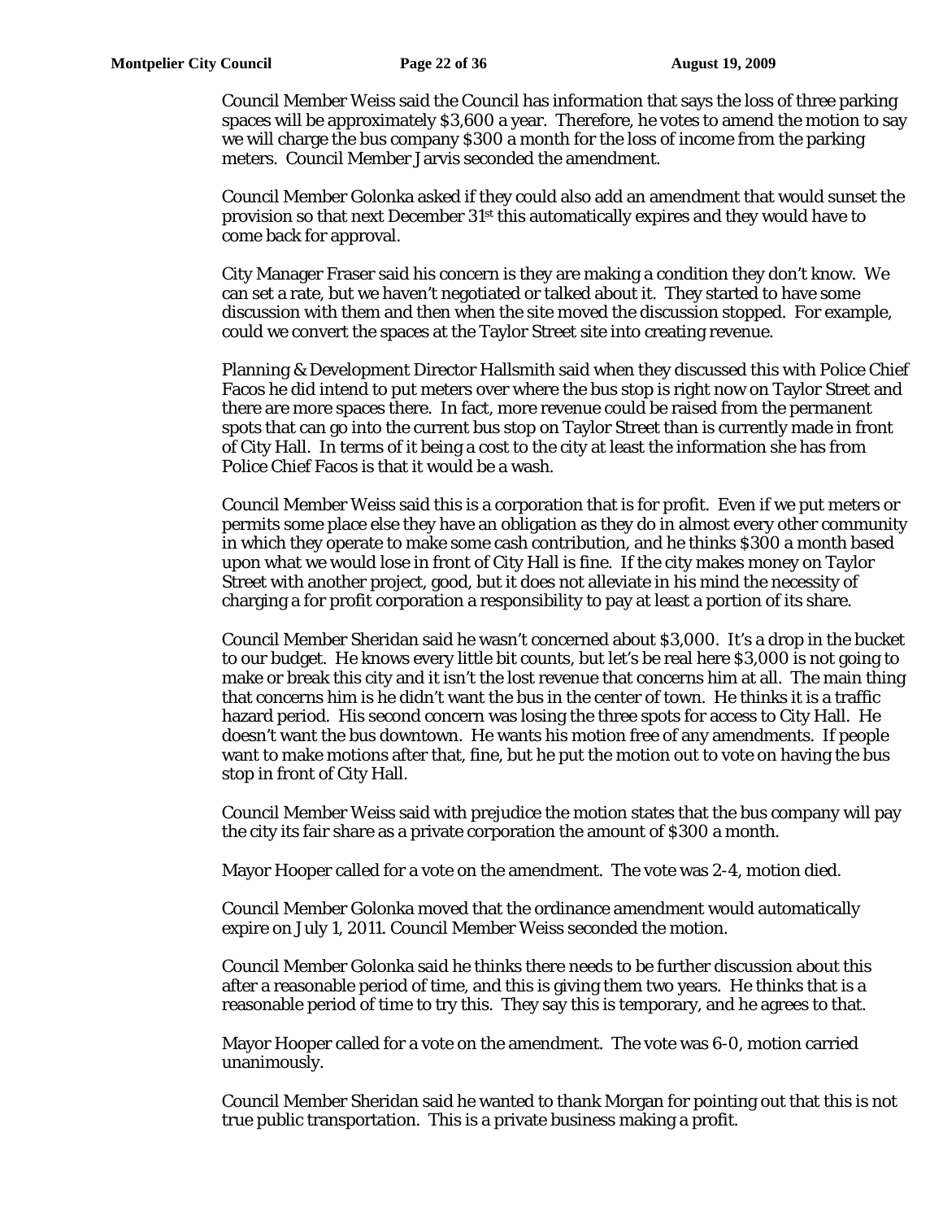Council Member Weiss said the Council has information that says the loss of three parking spaces will be approximately $3,600 a year. Therefore, he votes to amend the motion to say we will charge the bus company $300 a month for the loss of income from the parking meters. Council Member Jarvis seconded the amendment.

Council Member Golonka asked if they could also add an amendment that would sunset the provision so that next December 31st this automatically expires and they would have to come back for approval.

City Manager Fraser said his concern is they are making a condition they don't know. We can set a rate, but we haven't negotiated or talked about it. They started to have some discussion with them and then when the site moved the discussion stopped. For example, could we convert the spaces at the Taylor Street site into creating revenue.

Planning & Development Director Hallsmith said when they discussed this with Police Chief Facos he did intend to put meters over where the bus stop is right now on Taylor Street and there are more spaces there. In fact, more revenue could be raised from the permanent spots that can go into the current bus stop on Taylor Street than is currently made in front of City Hall. In terms of it being a cost to the city at least the information she has from Police Chief Facos is that it would be a wash.

Council Member Weiss said this is a corporation that is for profit. Even if we put meters or permits some place else they have an obligation as they do in almost every other community in which they operate to make some cash contribution, and he thinks $300 a month based upon what we would lose in front of City Hall is fine. If the city makes money on Taylor Street with another project, good, but it does not alleviate in his mind the necessity of charging a for profit corporation a responsibility to pay at least a portion of its share.

Council Member Sheridan said he wasn't concerned about $3,000. It's a drop in the bucket to our budget. He knows every little bit counts, but let's be real here $3,000 is not going to make or break this city and it isn't the lost revenue that concerns him at all. The main thing that concerns him is he didn't want the bus in the center of town. He thinks it is a traffic hazard period. His second concern was losing the three spots for access to City Hall. He doesn't want the bus downtown. He wants his motion free of any amendments. If people want to make motions after that, fine, but he put the motion out to vote on having the bus stop in front of City Hall.

Council Member Weiss said with prejudice the motion states that the bus company will pay the city its fair share as a private corporation the amount of $300 a month.

Mayor Hooper called for a vote on the amendment. The vote was 2-4, motion died.

Council Member Golonka moved that the ordinance amendment would automatically expire on July 1, 2011. Council Member Weiss seconded the motion.

Council Member Golonka said he thinks there needs to be further discussion about this after a reasonable period of time, and this is giving them two years. He thinks that is a reasonable period of time to try this. They say this is temporary, and he agrees to that.

Mayor Hooper called for a vote on the amendment. The vote was 6-0, motion carried unanimously.

Council Member Sheridan said he wanted to thank Morgan for pointing out that this is not true public transportation. This is a private business making a profit.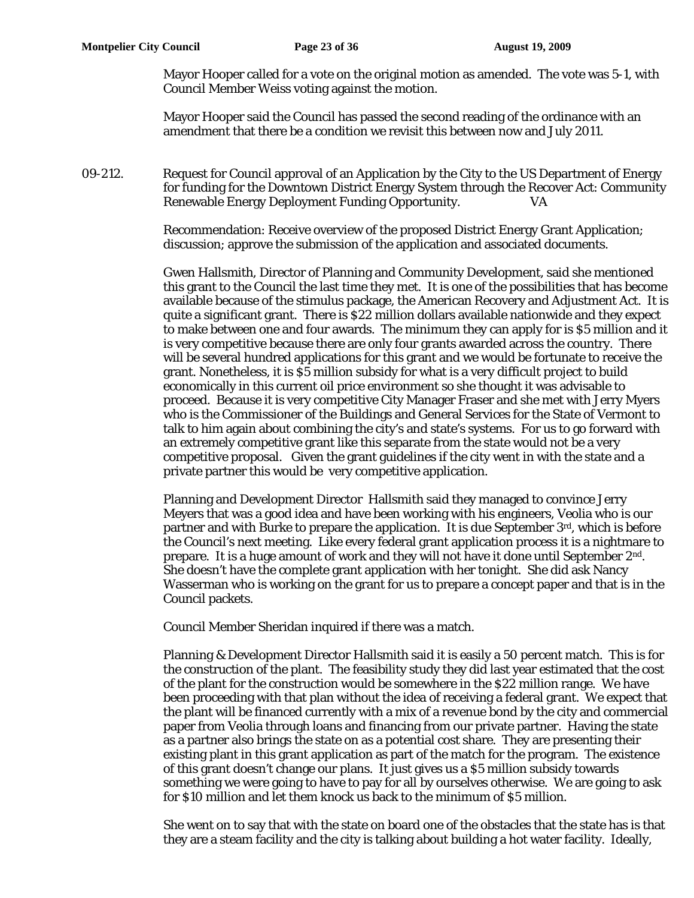Mayor Hooper called for a vote on the original motion as amended. The vote was 5-1, with Council Member Weiss voting against the motion.

Mayor Hooper said the Council has passed the second reading of the ordinance with an amendment that there be a condition we revisit this between now and July 2011.

09-212. Request for Council approval of an Application by the City to the US Department of Energy for funding for the Downtown District Energy System through the Recover Act: Community Renewable Energy Deployment Funding Opportunity. VA

Recommendation: Receive overview of the proposed District Energy Grant Application; discussion; approve the submission of the application and associated documents.

Gwen Hallsmith, Director of Planning and Community Development, said she mentioned this grant to the Council the last time they met. It is one of the possibilities that has become available because of the stimulus package, the American Recovery and Adjustment Act. It is quite a significant grant. There is $22 million dollars available nationwide and they expect to make between one and four awards. The minimum they can apply for is $5 million and it is very competitive because there are only four grants awarded across the country. There will be several hundred applications for this grant and we would be fortunate to receive the grant. Nonetheless, it is $5 million subsidy for what is a very difficult project to build economically in this current oil price environment so she thought it was advisable to proceed. Because it is very competitive City Manager Fraser and she met with Jerry Myers who is the Commissioner of the Buildings and General Services for the State of Vermont to talk to him again about combining the city's and state's systems. For us to go forward with an extremely competitive grant like this separate from the state would not be a very competitive proposal. Given the grant guidelines if the city went in with the state and a private partner this would be very competitive application.

Planning and Development Director Hallsmith said they managed to convince Jerry Meyers that was a good idea and have been working with his engineers, Veolia who is our partner and with Burke to prepare the application. It is due September 3rd, which is before the Council's next meeting. Like every federal grant application process it is a nightmare to prepare. It is a huge amount of work and they will not have it done until September 2nd. She doesn't have the complete grant application with her tonight. She did ask Nancy Wasserman who is working on the grant for us to prepare a concept paper and that is in the Council packets.

Council Member Sheridan inquired if there was a match.

Planning & Development Director Hallsmith said it is easily a 50 percent match. This is for the construction of the plant. The feasibility study they did last year estimated that the cost of the plant for the construction would be somewhere in the $22 million range. We have been proceeding with that plan without the idea of receiving a federal grant. We expect that the plant will be financed currently with a mix of a revenue bond by the city and commercial paper from Veolia through loans and financing from our private partner. Having the state as a partner also brings the state on as a potential cost share. They are presenting their existing plant in this grant application as part of the match for the program. The existence of this grant doesn't change our plans. It just gives us a $5 million subsidy towards something we were going to have to pay for all by ourselves otherwise. We are going to ask for $10 million and let them knock us back to the minimum of $5 million.

She went on to say that with the state on board one of the obstacles that the state has is that they are a steam facility and the city is talking about building a hot water facility. Ideally,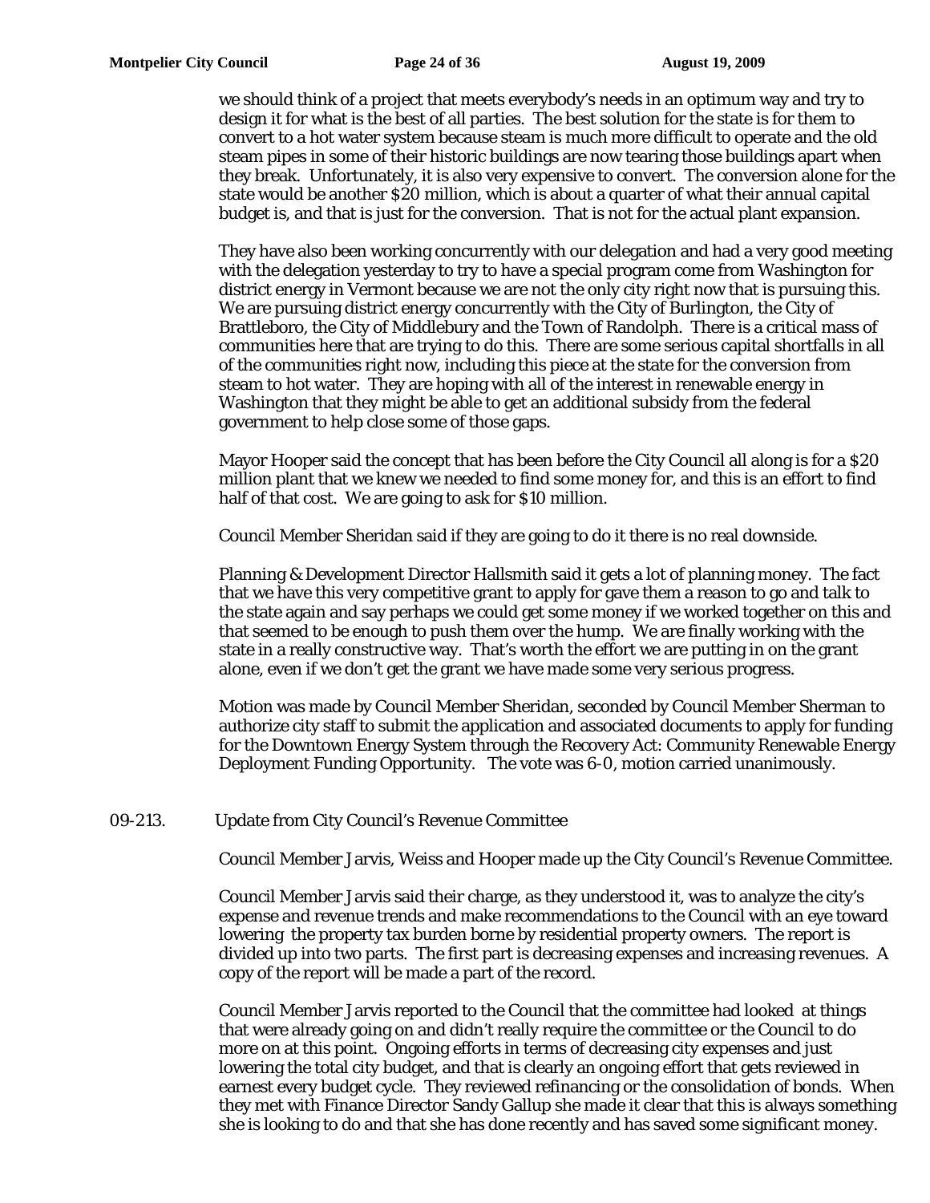we should think of a project that meets everybody's needs in an optimum way and try to design it for what is the best of all parties. The best solution for the state is for them to convert to a hot water system because steam is much more difficult to operate and the old steam pipes in some of their historic buildings are now tearing those buildings apart when they break. Unfortunately, it is also very expensive to convert. The conversion alone for the state would be another $20 million, which is about a quarter of what their annual capital budget is, and that is just for the conversion. That is not for the actual plant expansion.

They have also been working concurrently with our delegation and had a very good meeting with the delegation yesterday to try to have a special program come from Washington for district energy in Vermont because we are not the only city right now that is pursuing this. We are pursuing district energy concurrently with the City of Burlington, the City of Brattleboro, the City of Middlebury and the Town of Randolph. There is a critical mass of communities here that are trying to do this. There are some serious capital shortfalls in all of the communities right now, including this piece at the state for the conversion from steam to hot water. They are hoping with all of the interest in renewable energy in Washington that they might be able to get an additional subsidy from the federal government to help close some of those gaps.

Mayor Hooper said the concept that has been before the City Council all along is for a $20 million plant that we knew we needed to find some money for, and this is an effort to find half of that cost. We are going to ask for $10 million.

Council Member Sheridan said if they are going to do it there is no real downside.

Planning & Development Director Hallsmith said it gets a lot of planning money. The fact that we have this very competitive grant to apply for gave them a reason to go and talk to the state again and say perhaps we could get some money if we worked together on this and that seemed to be enough to push them over the hump. We are finally working with the state in a really constructive way. That's worth the effort we are putting in on the grant alone, even if we don't get the grant we have made some very serious progress.

Motion was made by Council Member Sheridan, seconded by Council Member Sherman to authorize city staff to submit the application and associated documents to apply for funding for the Downtown Energy System through the Recovery Act: Community Renewable Energy Deployment Funding Opportunity. The vote was 6-0, motion carried unanimously.

09-213. Update from City Council's Revenue Committee

Council Member Jarvis, Weiss and Hooper made up the City Council's Revenue Committee.

Council Member Jarvis said their charge, as they understood it, was to analyze the city's expense and revenue trends and make recommendations to the Council with an eye toward lowering the property tax burden borne by residential property owners. The report is divided up into two parts. The first part is decreasing expenses and increasing revenues. A copy of the report will be made a part of the record.

Council Member Jarvis reported to the Council that the committee had looked at things that were already going on and didn't really require the committee or the Council to do more on at this point. Ongoing efforts in terms of decreasing city expenses and just lowering the total city budget, and that is clearly an ongoing effort that gets reviewed in earnest every budget cycle. They reviewed refinancing or the consolidation of bonds. When they met with Finance Director Sandy Gallup she made it clear that this is always something she is looking to do and that she has done recently and has saved some significant money.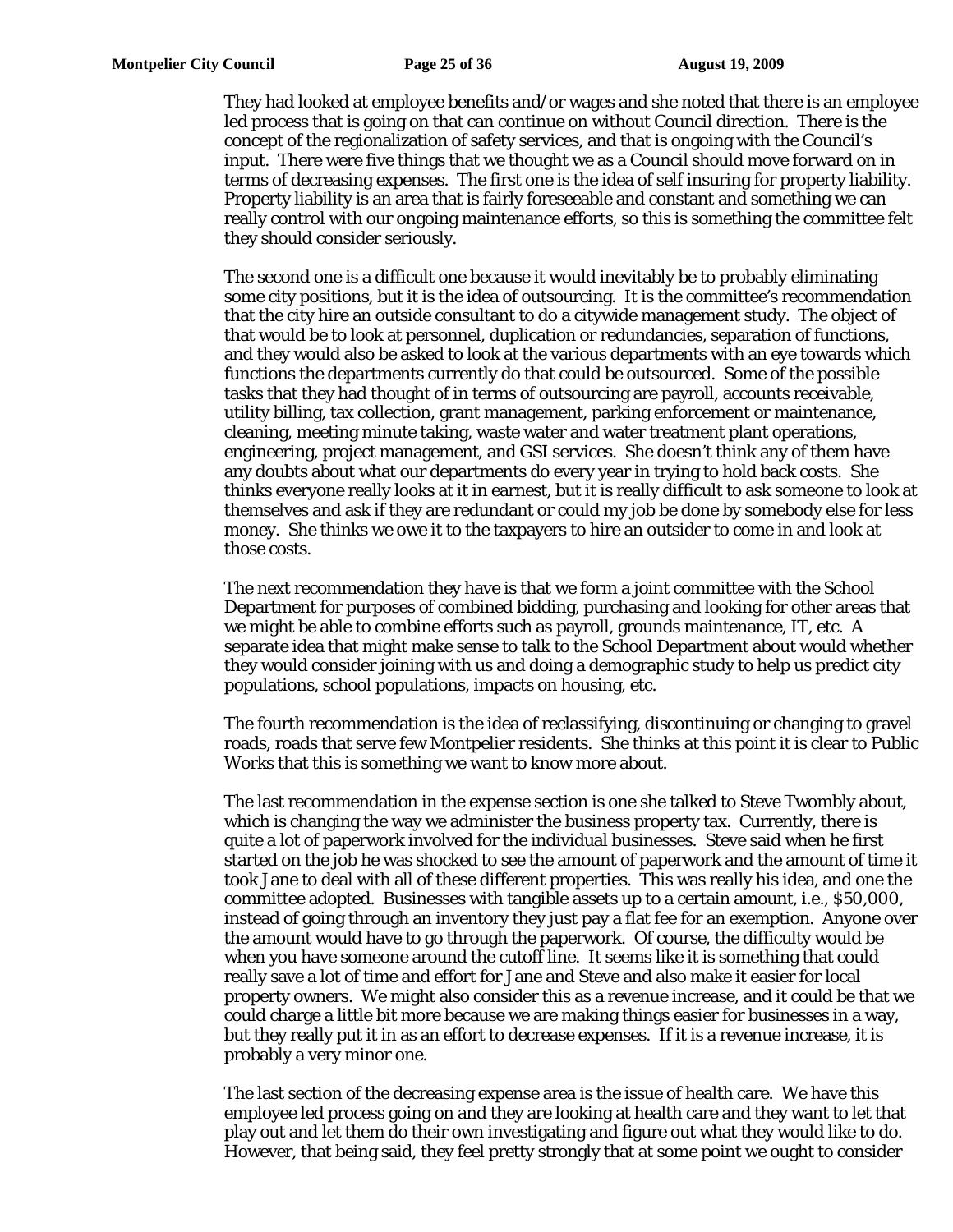They had looked at employee benefits and/or wages and she noted that there is an employee led process that is going on that can continue on without Council direction. There is the concept of the regionalization of safety services, and that is ongoing with the Council's input. There were five things that we thought we as a Council should move forward on in terms of decreasing expenses. The first one is the idea of self insuring for property liability. Property liability is an area that is fairly foreseeable and constant and something we can really control with our ongoing maintenance efforts, so this is something the committee felt they should consider seriously.

The second one is a difficult one because it would inevitably be to probably eliminating some city positions, but it is the idea of outsourcing. It is the committee's recommendation that the city hire an outside consultant to do a citywide management study. The object of that would be to look at personnel, duplication or redundancies, separation of functions, and they would also be asked to look at the various departments with an eye towards which functions the departments currently do that could be outsourced. Some of the possible tasks that they had thought of in terms of outsourcing are payroll, accounts receivable, utility billing, tax collection, grant management, parking enforcement or maintenance, cleaning, meeting minute taking, waste water and water treatment plant operations, engineering, project management, and GSI services. She doesn't think any of them have any doubts about what our departments do every year in trying to hold back costs. She thinks everyone really looks at it in earnest, but it is really difficult to ask someone to look at themselves and ask if they are redundant or could my job be done by somebody else for less money. She thinks we owe it to the taxpayers to hire an outsider to come in and look at those costs.

The next recommendation they have is that we form a joint committee with the School Department for purposes of combined bidding, purchasing and looking for other areas that we might be able to combine efforts such as payroll, grounds maintenance, IT, etc. A separate idea that might make sense to talk to the School Department about would whether they would consider joining with us and doing a demographic study to help us predict city populations, school populations, impacts on housing, etc.

The fourth recommendation is the idea of reclassifying, discontinuing or changing to gravel roads, roads that serve few Montpelier residents. She thinks at this point it is clear to Public Works that this is something we want to know more about.

The last recommendation in the expense section is one she talked to Steve Twombly about, which is changing the way we administer the business property tax. Currently, there is quite a lot of paperwork involved for the individual businesses. Steve said when he first started on the job he was shocked to see the amount of paperwork and the amount of time it took Jane to deal with all of these different properties. This was really his idea, and one the committee adopted. Businesses with tangible assets up to a certain amount, i.e., $50,000, instead of going through an inventory they just pay a flat fee for an exemption. Anyone over the amount would have to go through the paperwork. Of course, the difficulty would be when you have someone around the cutoff line. It seems like it is something that could really save a lot of time and effort for Jane and Steve and also make it easier for local property owners. We might also consider this as a revenue increase, and it could be that we could charge a little bit more because we are making things easier for businesses in a way, but they really put it in as an effort to decrease expenses. If it is a revenue increase, it is probably a very minor one.

The last section of the decreasing expense area is the issue of health care. We have this employee led process going on and they are looking at health care and they want to let that play out and let them do their own investigating and figure out what they would like to do. However, that being said, they feel pretty strongly that at some point we ought to consider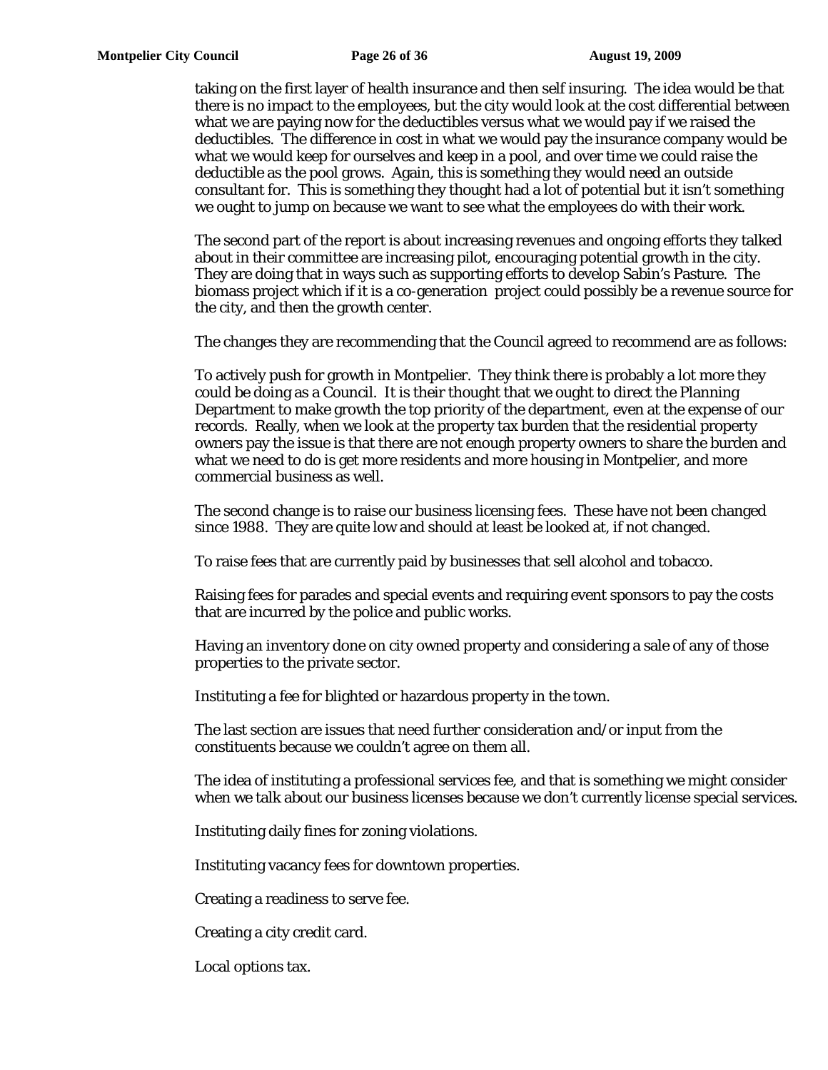taking on the first layer of health insurance and then self insuring. The idea would be that there is no impact to the employees, but the city would look at the cost differential between what we are paying now for the deductibles versus what we would pay if we raised the deductibles. The difference in cost in what we would pay the insurance company would be what we would keep for ourselves and keep in a pool, and over time we could raise the deductible as the pool grows. Again, this is something they would need an outside consultant for. This is something they thought had a lot of potential but it isn't something we ought to jump on because we want to see what the employees do with their work.

The second part of the report is about increasing revenues and ongoing efforts they talked about in their committee are increasing pilot, encouraging potential growth in the city. They are doing that in ways such as supporting efforts to develop Sabin's Pasture. The biomass project which if it is a co-generation project could possibly be a revenue source for the city, and then the growth center.

The changes they are recommending that the Council agreed to recommend are as follows:

To actively push for growth in Montpelier. They think there is probably a lot more they could be doing as a Council. It is their thought that we ought to direct the Planning Department to make growth the top priority of the department, even at the expense of our records. Really, when we look at the property tax burden that the residential property owners pay the issue is that there are not enough property owners to share the burden and what we need to do is get more residents and more housing in Montpelier, and more commercial business as well.

The second change is to raise our business licensing fees. These have not been changed since 1988. They are quite low and should at least be looked at, if not changed.

To raise fees that are currently paid by businesses that sell alcohol and tobacco.

Raising fees for parades and special events and requiring event sponsors to pay the costs that are incurred by the police and public works.

Having an inventory done on city owned property and considering a sale of any of those properties to the private sector.

Instituting a fee for blighted or hazardous property in the town.

The last section are issues that need further consideration and/or input from the constituents because we couldn't agree on them all.

The idea of instituting a professional services fee, and that is something we might consider when we talk about our business licenses because we don't currently license special services.

Instituting daily fines for zoning violations.

Instituting vacancy fees for downtown properties.

Creating a readiness to serve fee.

Creating a city credit card.

Local options tax.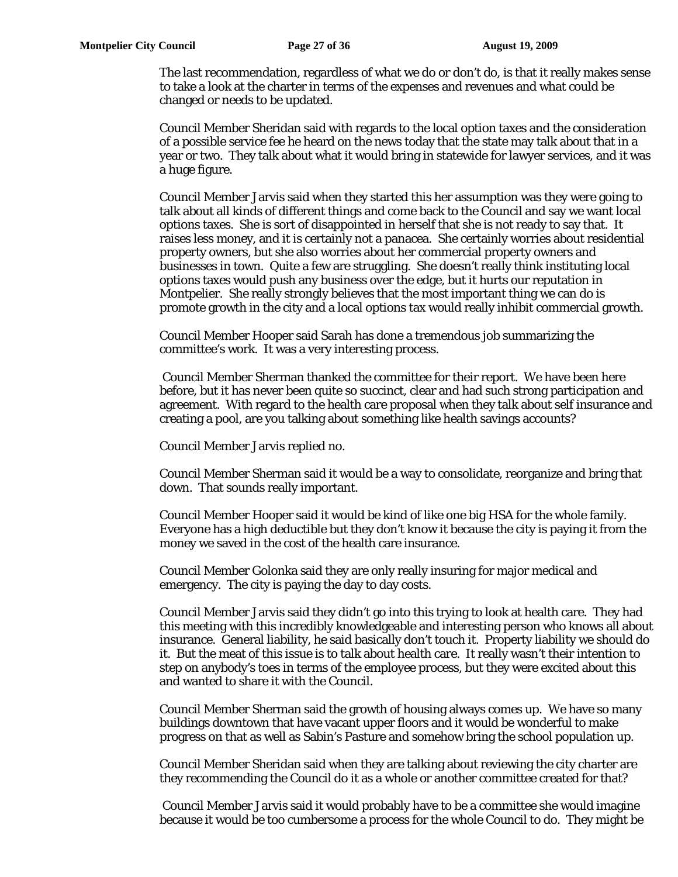The last recommendation, regardless of what we do or don't do, is that it really makes sense to take a look at the charter in terms of the expenses and revenues and what could be changed or needs to be updated.

Council Member Sheridan said with regards to the local option taxes and the consideration of a possible service fee he heard on the news today that the state may talk about that in a year or two. They talk about what it would bring in statewide for lawyer services, and it was a huge figure.

Council Member Jarvis said when they started this her assumption was they were going to talk about all kinds of different things and come back to the Council and say we want local options taxes. She is sort of disappointed in herself that she is not ready to say that. It raises less money, and it is certainly not a panacea. She certainly worries about residential property owners, but she also worries about her commercial property owners and businesses in town. Quite a few are struggling. She doesn't really think instituting local options taxes would push any business over the edge, but it hurts our reputation in Montpelier. She really strongly believes that the most important thing we can do is promote growth in the city and a local options tax would really inhibit commercial growth.

Council Member Hooper said Sarah has done a tremendous job summarizing the committee's work. It was a very interesting process.

Council Member Sherman thanked the committee for their report. We have been here before, but it has never been quite so succinct, clear and had such strong participation and agreement. With regard to the health care proposal when they talk about self insurance and creating a pool, are you talking about something like health savings accounts?

Council Member Jarvis replied no.

Council Member Sherman said it would be a way to consolidate, reorganize and bring that down. That sounds really important.

Council Member Hooper said it would be kind of like one big HSA for the whole family. Everyone has a high deductible but they don't know it because the city is paying it from the money we saved in the cost of the health care insurance.

Council Member Golonka said they are only really insuring for major medical and emergency. The city is paying the day to day costs.

Council Member Jarvis said they didn't go into this trying to look at health care. They had this meeting with this incredibly knowledgeable and interesting person who knows all about insurance. General liability, he said basically don't touch it. Property liability we should do it. But the meat of this issue is to talk about health care. It really wasn't their intention to step on anybody's toes in terms of the employee process, but they were excited about this and wanted to share it with the Council.

Council Member Sherman said the growth of housing always comes up. We have so many buildings downtown that have vacant upper floors and it would be wonderful to make progress on that as well as Sabin's Pasture and somehow bring the school population up.

Council Member Sheridan said when they are talking about reviewing the city charter are they recommending the Council do it as a whole or another committee created for that?

Council Member Jarvis said it would probably have to be a committee she would imagine because it would be too cumbersome a process for the whole Council to do. They might be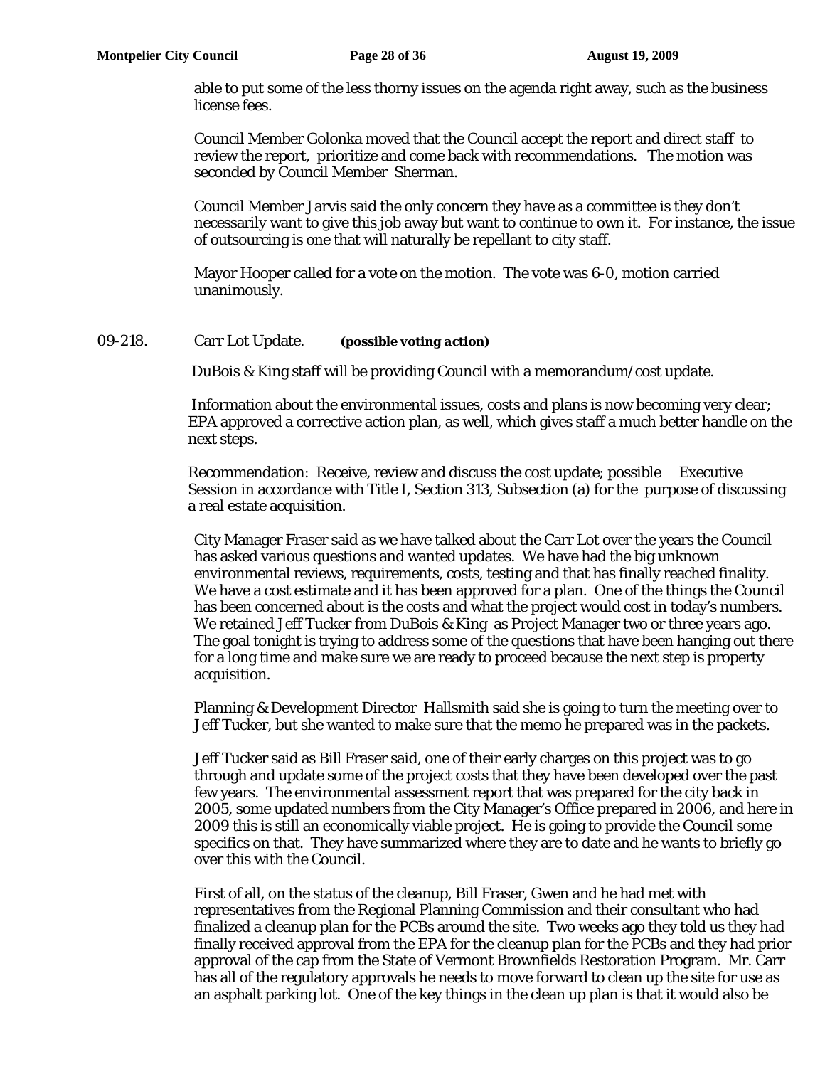able to put some of the less thorny issues on the agenda right away, such as the business license fees.

Council Member Golonka moved that the Council accept the report and direct staff to review the report, prioritize and come back with recommendations. The motion was seconded by Council Member Sherman.

Council Member Jarvis said the only concern they have as a committee is they don't necessarily want to give this job away but want to continue to own it. For instance, the issue of outsourcing is one that will naturally be repellant to city staff.

Mayor Hooper called for a vote on the motion. The vote was 6-0, motion carried unanimously.

09-218. Carr Lot Update. **(possible voting action)**

DuBois & King staff will be providing Council with a memorandum/cost update.

Information about the environmental issues, costs and plans is now becoming very clear; EPA approved a corrective action plan, as well, which gives staff a much better handle on the next steps.

Recommendation: Receive, review and discuss the cost update; possible Executive Session in accordance with Title I, Section 313, Subsection (a) for the purpose of discussing a real estate acquisition.

City Manager Fraser said as we have talked about the Carr Lot over the years the Council has asked various questions and wanted updates. We have had the big unknown environmental reviews, requirements, costs, testing and that has finally reached finality. We have a cost estimate and it has been approved for a plan. One of the things the Council has been concerned about is the costs and what the project would cost in today's numbers. We retained Jeff Tucker from DuBois & King as Project Manager two or three years ago. The goal tonight is trying to address some of the questions that have been hanging out there for a long time and make sure we are ready to proceed because the next step is property acquisition.

Planning & Development Director Hallsmith said she is going to turn the meeting over to Jeff Tucker, but she wanted to make sure that the memo he prepared was in the packets.

Jeff Tucker said as Bill Fraser said, one of their early charges on this project was to go through and update some of the project costs that they have been developed over the past few years. The environmental assessment report that was prepared for the city back in 2005, some updated numbers from the City Manager's Office prepared in 2006, and here in 2009 this is still an economically viable project. He is going to provide the Council some specifics on that. They have summarized where they are to date and he wants to briefly go over this with the Council.

First of all, on the status of the cleanup, Bill Fraser, Gwen and he had met with representatives from the Regional Planning Commission and their consultant who had finalized a cleanup plan for the PCBs around the site. Two weeks ago they told us they had finally received approval from the EPA for the cleanup plan for the PCBs and they had prior approval of the cap from the State of Vermont Brownfields Restoration Program. Mr. Carr has all of the regulatory approvals he needs to move forward to clean up the site for use as an asphalt parking lot. One of the key things in the clean up plan is that it would also be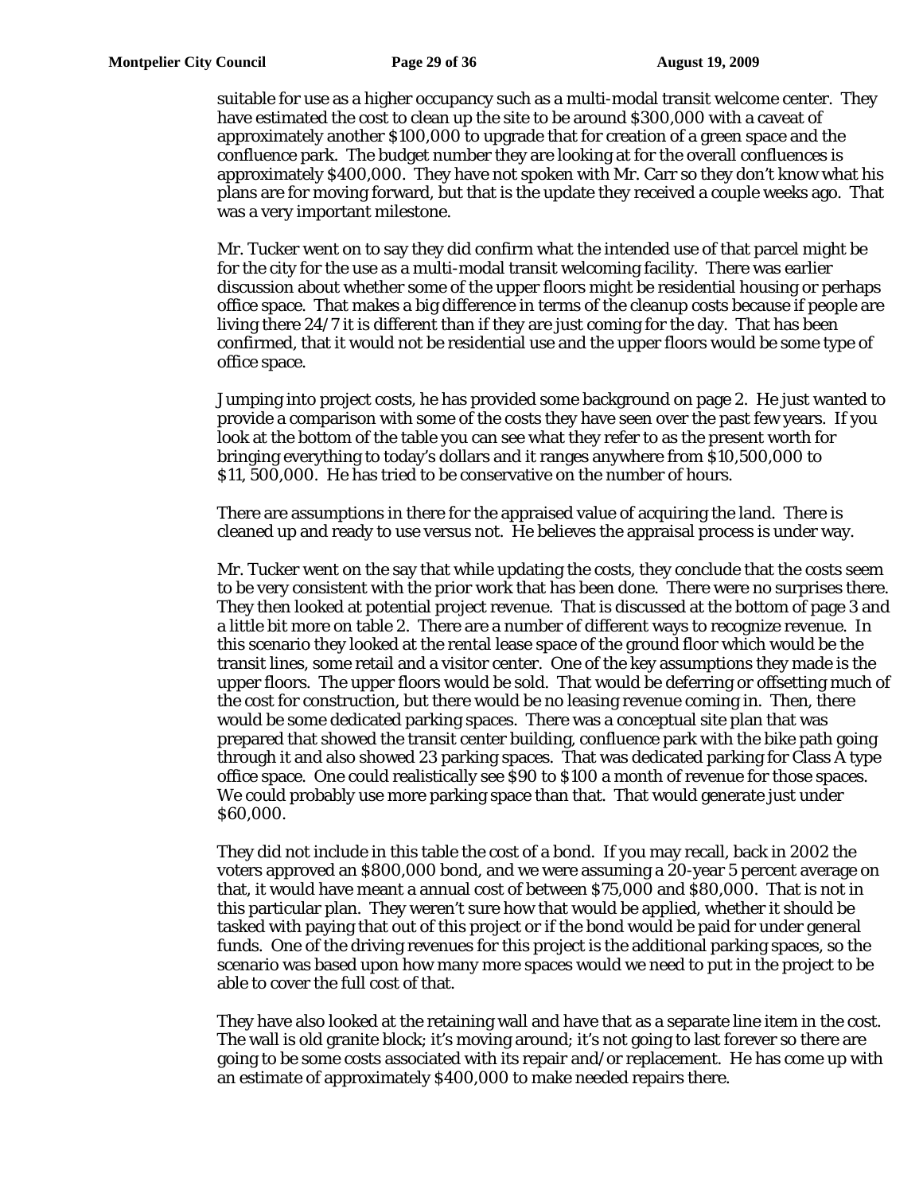suitable for use as a higher occupancy such as a multi-modal transit welcome center. They have estimated the cost to clean up the site to be around $300,000 with a caveat of approximately another $100,000 to upgrade that for creation of a green space and the confluence park. The budget number they are looking at for the overall confluences is approximately $400,000. They have not spoken with Mr. Carr so they don't know what his plans are for moving forward, but that is the update they received a couple weeks ago. That was a very important milestone.

Mr. Tucker went on to say they did confirm what the intended use of that parcel might be for the city for the use as a multi-modal transit welcoming facility. There was earlier discussion about whether some of the upper floors might be residential housing or perhaps office space. That makes a big difference in terms of the cleanup costs because if people are living there 24/7 it is different than if they are just coming for the day. That has been confirmed, that it would not be residential use and the upper floors would be some type of office space.

Jumping into project costs, he has provided some background on page 2. He just wanted to provide a comparison with some of the costs they have seen over the past few years. If you look at the bottom of the table you can see what they refer to as the present worth for bringing everything to today's dollars and it ranges anywhere from $10,500,000 to $11, 500,000. He has tried to be conservative on the number of hours.

There are assumptions in there for the appraised value of acquiring the land. There is cleaned up and ready to use versus not. He believes the appraisal process is under way.

Mr. Tucker went on the say that while updating the costs, they conclude that the costs seem to be very consistent with the prior work that has been done. There were no surprises there. They then looked at potential project revenue. That is discussed at the bottom of page 3 and a little bit more on table 2. There are a number of different ways to recognize revenue. In this scenario they looked at the rental lease space of the ground floor which would be the transit lines, some retail and a visitor center. One of the key assumptions they made is the upper floors. The upper floors would be sold. That would be deferring or offsetting much of the cost for construction, but there would be no leasing revenue coming in. Then, there would be some dedicated parking spaces. There was a conceptual site plan that was prepared that showed the transit center building, confluence park with the bike path going through it and also showed 23 parking spaces. That was dedicated parking for Class A type office space. One could realistically see $90 to $100 a month of revenue for those spaces. We could probably use more parking space than that. That would generate just under $60,000.

They did not include in this table the cost of a bond. If you may recall, back in 2002 the voters approved an $800,000 bond, and we were assuming a 20-year 5 percent average on that, it would have meant a annual cost of between $75,000 and $80,000. That is not in this particular plan. They weren't sure how that would be applied, whether it should be tasked with paying that out of this project or if the bond would be paid for under general funds. One of the driving revenues for this project is the additional parking spaces, so the scenario was based upon how many more spaces would we need to put in the project to be able to cover the full cost of that.

They have also looked at the retaining wall and have that as a separate line item in the cost. The wall is old granite block; it's moving around; it's not going to last forever so there are going to be some costs associated with its repair and/or replacement. He has come up with an estimate of approximately $400,000 to make needed repairs there.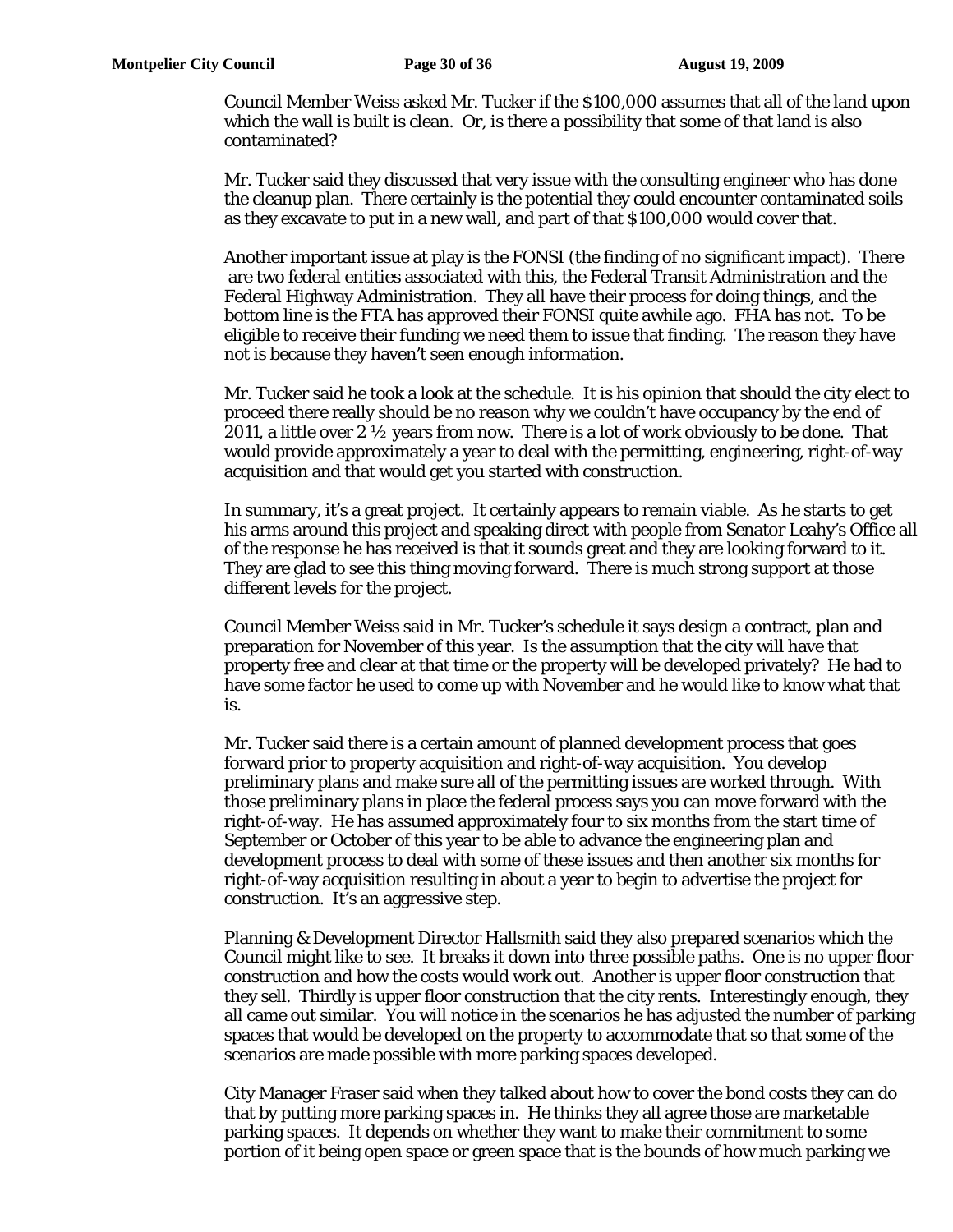Council Member Weiss asked Mr. Tucker if the $100,000 assumes that all of the land upon which the wall is built is clean. Or, is there a possibility that some of that land is also contaminated?

Mr. Tucker said they discussed that very issue with the consulting engineer who has done the cleanup plan. There certainly is the potential they could encounter contaminated soils as they excavate to put in a new wall, and part of that $100,000 would cover that.

Another important issue at play is the FONSI (the finding of no significant impact). There are two federal entities associated with this, the Federal Transit Administration and the Federal Highway Administration. They all have their process for doing things, and the bottom line is the FTA has approved their FONSI quite awhile ago. FHA has not. To be eligible to receive their funding we need them to issue that finding. The reason they have not is because they haven't seen enough information.

Mr. Tucker said he took a look at the schedule. It is his opinion that should the city elect to proceed there really should be no reason why we couldn't have occupancy by the end of 2011, a little over 2 ½ years from now. There is a lot of work obviously to be done. That would provide approximately a year to deal with the permitting, engineering, right-of-way acquisition and that would get you started with construction.

In summary, it's a great project. It certainly appears to remain viable. As he starts to get his arms around this project and speaking direct with people from Senator Leahy's Office all of the response he has received is that it sounds great and they are looking forward to it. They are glad to see this thing moving forward. There is much strong support at those different levels for the project.

Council Member Weiss said in Mr. Tucker's schedule it says design a contract, plan and preparation for November of this year. Is the assumption that the city will have that property free and clear at that time or the property will be developed privately? He had to have some factor he used to come up with November and he would like to know what that is.

Mr. Tucker said there is a certain amount of planned development process that goes forward prior to property acquisition and right-of-way acquisition. You develop preliminary plans and make sure all of the permitting issues are worked through. With those preliminary plans in place the federal process says you can move forward with the right-of-way. He has assumed approximately four to six months from the start time of September or October of this year to be able to advance the engineering plan and development process to deal with some of these issues and then another six months for right-of-way acquisition resulting in about a year to begin to advertise the project for construction. It's an aggressive step.

Planning & Development Director Hallsmith said they also prepared scenarios which the Council might like to see. It breaks it down into three possible paths. One is no upper floor construction and how the costs would work out. Another is upper floor construction that they sell. Thirdly is upper floor construction that the city rents. Interestingly enough, they all came out similar. You will notice in the scenarios he has adjusted the number of parking spaces that would be developed on the property to accommodate that so that some of the scenarios are made possible with more parking spaces developed.

City Manager Fraser said when they talked about how to cover the bond costs they can do that by putting more parking spaces in. He thinks they all agree those are marketable parking spaces. It depends on whether they want to make their commitment to some portion of it being open space or green space that is the bounds of how much parking we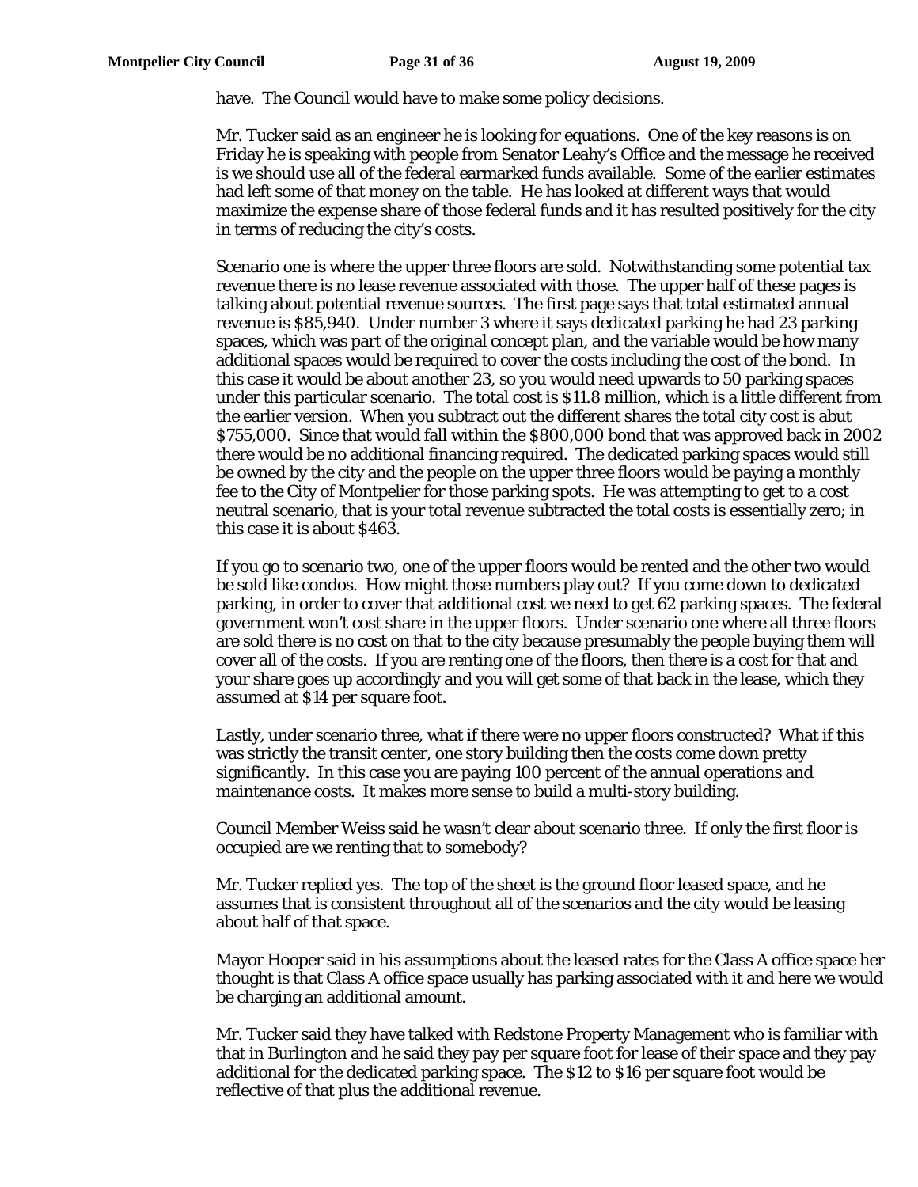have. The Council would have to make some policy decisions.

Mr. Tucker said as an engineer he is looking for equations. One of the key reasons is on Friday he is speaking with people from Senator Leahy's Office and the message he received is we should use all of the federal earmarked funds available. Some of the earlier estimates had left some of that money on the table. He has looked at different ways that would maximize the expense share of those federal funds and it has resulted positively for the city in terms of reducing the city's costs.

Scenario one is where the upper three floors are sold. Notwithstanding some potential tax revenue there is no lease revenue associated with those. The upper half of these pages is talking about potential revenue sources. The first page says that total estimated annual revenue is $85,940. Under number 3 where it says dedicated parking he had 23 parking spaces, which was part of the original concept plan, and the variable would be how many additional spaces would be required to cover the costs including the cost of the bond. In this case it would be about another 23, so you would need upwards to 50 parking spaces under this particular scenario. The total cost is $11.8 million, which is a little different from the earlier version. When you subtract out the different shares the total city cost is abut $755,000. Since that would fall within the $800,000 bond that was approved back in 2002 there would be no additional financing required. The dedicated parking spaces would still be owned by the city and the people on the upper three floors would be paying a monthly fee to the City of Montpelier for those parking spots. He was attempting to get to a cost neutral scenario, that is your total revenue subtracted the total costs is essentially zero; in this case it is about $463.

If you go to scenario two, one of the upper floors would be rented and the other two would be sold like condos. How might those numbers play out? If you come down to dedicated parking, in order to cover that additional cost we need to get 62 parking spaces. The federal government won't cost share in the upper floors. Under scenario one where all three floors are sold there is no cost on that to the city because presumably the people buying them will cover all of the costs. If you are renting one of the floors, then there is a cost for that and your share goes up accordingly and you will get some of that back in the lease, which they assumed at $14 per square foot.

Lastly, under scenario three, what if there were no upper floors constructed? What if this was strictly the transit center, one story building then the costs come down pretty significantly. In this case you are paying 100 percent of the annual operations and maintenance costs. It makes more sense to build a multi-story building.

Council Member Weiss said he wasn't clear about scenario three. If only the first floor is occupied are we renting that to somebody?

Mr. Tucker replied yes. The top of the sheet is the ground floor leased space, and he assumes that is consistent throughout all of the scenarios and the city would be leasing about half of that space.

Mayor Hooper said in his assumptions about the leased rates for the Class A office space her thought is that Class A office space usually has parking associated with it and here we would be charging an additional amount.

Mr. Tucker said they have talked with Redstone Property Management who is familiar with that in Burlington and he said they pay per square foot for lease of their space and they pay additional for the dedicated parking space. The $12 to $16 per square foot would be reflective of that plus the additional revenue.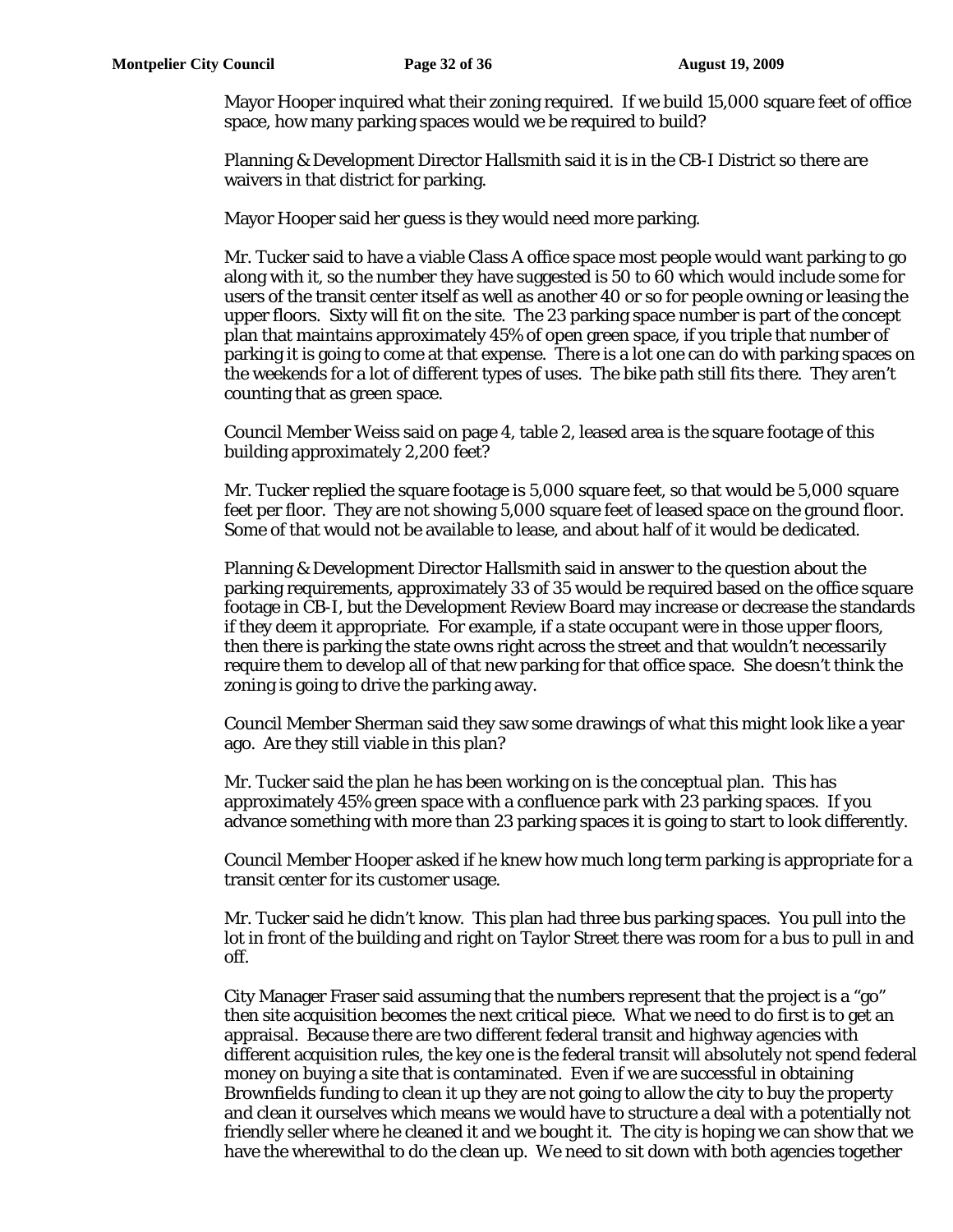Mayor Hooper inquired what their zoning required. If we build 15,000 square feet of office space, how many parking spaces would we be required to build?

Planning & Development Director Hallsmith said it is in the CB-I District so there are waivers in that district for parking.

Mayor Hooper said her guess is they would need more parking.

Mr. Tucker said to have a viable Class A office space most people would want parking to go along with it, so the number they have suggested is 50 to 60 which would include some for users of the transit center itself as well as another 40 or so for people owning or leasing the upper floors. Sixty will fit on the site. The 23 parking space number is part of the concept plan that maintains approximately 45% of open green space, if you triple that number of parking it is going to come at that expense. There is a lot one can do with parking spaces on the weekends for a lot of different types of uses. The bike path still fits there. They aren't counting that as green space.

Council Member Weiss said on page 4, table 2, leased area is the square footage of this building approximately 2,200 feet?

Mr. Tucker replied the square footage is 5,000 square feet, so that would be 5,000 square feet per floor. They are not showing 5,000 square feet of leased space on the ground floor. Some of that would not be available to lease, and about half of it would be dedicated.

Planning & Development Director Hallsmith said in answer to the question about the parking requirements, approximately 33 of 35 would be required based on the office square footage in CB-I, but the Development Review Board may increase or decrease the standards if they deem it appropriate. For example, if a state occupant were in those upper floors, then there is parking the state owns right across the street and that wouldn't necessarily require them to develop all of that new parking for that office space. She doesn't think the zoning is going to drive the parking away.

Council Member Sherman said they saw some drawings of what this might look like a year ago. Are they still viable in this plan?

Mr. Tucker said the plan he has been working on is the conceptual plan. This has approximately 45% green space with a confluence park with 23 parking spaces. If you advance something with more than 23 parking spaces it is going to start to look differently.

Council Member Hooper asked if he knew how much long term parking is appropriate for a transit center for its customer usage.

Mr. Tucker said he didn't know. This plan had three bus parking spaces. You pull into the lot in front of the building and right on Taylor Street there was room for a bus to pull in and off.

City Manager Fraser said assuming that the numbers represent that the project is a "go" then site acquisition becomes the next critical piece. What we need to do first is to get an appraisal. Because there are two different federal transit and highway agencies with different acquisition rules, the key one is the federal transit will absolutely not spend federal money on buying a site that is contaminated. Even if we are successful in obtaining Brownfields funding to clean it up they are not going to allow the city to buy the property and clean it ourselves which means we would have to structure a deal with a potentially not friendly seller where he cleaned it and we bought it. The city is hoping we can show that we have the wherewithal to do the clean up. We need to sit down with both agencies together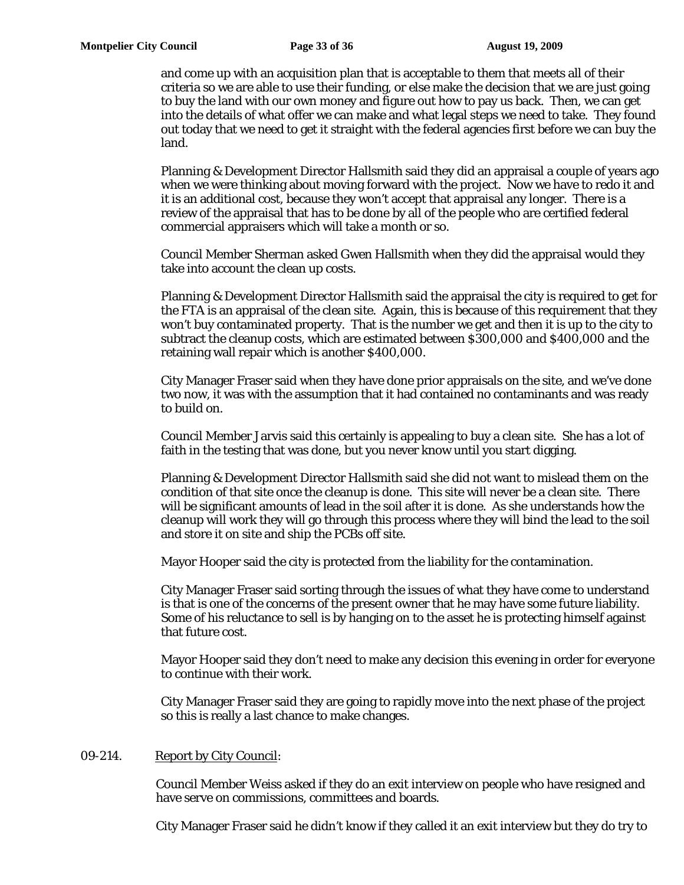and come up with an acquisition plan that is acceptable to them that meets all of their criteria so we are able to use their funding, or else make the decision that we are just going to buy the land with our own money and figure out how to pay us back. Then, we can get into the details of what offer we can make and what legal steps we need to take. They found out today that we need to get it straight with the federal agencies first before we can buy the land.

Planning & Development Director Hallsmith said they did an appraisal a couple of years ago when we were thinking about moving forward with the project. Now we have to redo it and it is an additional cost, because they won't accept that appraisal any longer. There is a review of the appraisal that has to be done by all of the people who are certified federal commercial appraisers which will take a month or so.

Council Member Sherman asked Gwen Hallsmith when they did the appraisal would they take into account the clean up costs.

Planning & Development Director Hallsmith said the appraisal the city is required to get for the FTA is an appraisal of the clean site. Again, this is because of this requirement that they won't buy contaminated property. That is the number we get and then it is up to the city to subtract the cleanup costs, which are estimated between $300,000 and $400,000 and the retaining wall repair which is another $400,000.

City Manager Fraser said when they have done prior appraisals on the site, and we've done two now, it was with the assumption that it had contained no contaminants and was ready to build on.

Council Member Jarvis said this certainly is appealing to buy a clean site. She has a lot of faith in the testing that was done, but you never know until you start digging.

Planning & Development Director Hallsmith said she did not want to mislead them on the condition of that site once the cleanup is done. This site will never be a clean site. There will be significant amounts of lead in the soil after it is done. As she understands how the cleanup will work they will go through this process where they will bind the lead to the soil and store it on site and ship the PCBs off site.

Mayor Hooper said the city is protected from the liability for the contamination.

City Manager Fraser said sorting through the issues of what they have come to understand is that is one of the concerns of the present owner that he may have some future liability. Some of his reluctance to sell is by hanging on to the asset he is protecting himself against that future cost.

Mayor Hooper said they don't need to make any decision this evening in order for everyone to continue with their work.

City Manager Fraser said they are going to rapidly move into the next phase of the project so this is really a last chance to make changes.

09-214. Report by City Council:

Council Member Weiss asked if they do an exit interview on people who have resigned and have serve on commissions, committees and boards.

City Manager Fraser said he didn't know if they called it an exit interview but they do try to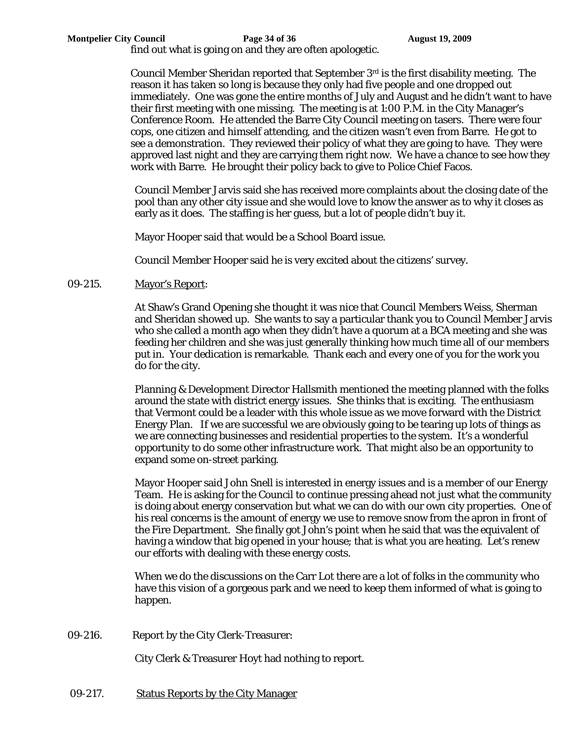find out what is going on and they are often apologetic.

Council Member Sheridan reported that September 3rd is the first disability meeting. The reason it has taken so long is because they only had five people and one dropped out immediately. One was gone the entire months of July and August and he didn't want to have their first meeting with one missing. The meeting is at 1:00 P.M. in the City Manager's Conference Room. He attended the Barre City Council meeting on tasers. There were four cops, one citizen and himself attending, and the citizen wasn't even from Barre. He got to see a demonstration. They reviewed their policy of what they are going to have. They were approved last night and they are carrying them right now. We have a chance to see how they work with Barre. He brought their policy back to give to Police Chief Facos.

Council Member Jarvis said she has received more complaints about the closing date of the pool than any other city issue and she would love to know the answer as to why it closes as early as it does. The staffing is her guess, but a lot of people didn't buy it.

Mayor Hooper said that would be a School Board issue.

Council Member Hooper said he is very excited about the citizens' survey.

09-215. Mayor's Report:

At Shaw's Grand Opening she thought it was nice that Council Members Weiss, Sherman and Sheridan showed up. She wants to say a particular thank you to Council Member Jarvis who she called a month ago when they didn't have a quorum at a BCA meeting and she was feeding her children and she was just generally thinking how much time all of our members put in. Your dedication is remarkable. Thank each and every one of you for the work you do for the city.

Planning & Development Director Hallsmith mentioned the meeting planned with the folks around the state with district energy issues. She thinks that is exciting. The enthusiasm that Vermont could be a leader with this whole issue as we move forward with the District Energy Plan. If we are successful we are obviously going to be tearing up lots of things as we are connecting businesses and residential properties to the system. It's a wonderful opportunity to do some other infrastructure work. That might also be an opportunity to expand some on-street parking.

Mayor Hooper said John Snell is interested in energy issues and is a member of our Energy Team. He is asking for the Council to continue pressing ahead not just what the community is doing about energy conservation but what we can do with our own city properties. One of his real concerns is the amount of energy we use to remove snow from the apron in front of the Fire Department. She finally got John's point when he said that was the equivalent of having a window that big opened in your house; that is what you are heating. Let's renew our efforts with dealing with these energy costs.

When we do the discussions on the Carr Lot there are a lot of folks in the community who have this vision of a gorgeous park and we need to keep them informed of what is going to happen.

09-216. Report by the City Clerk-Treasurer:

City Clerk & Treasurer Hoyt had nothing to report.

09-217. Status Reports by the City Manager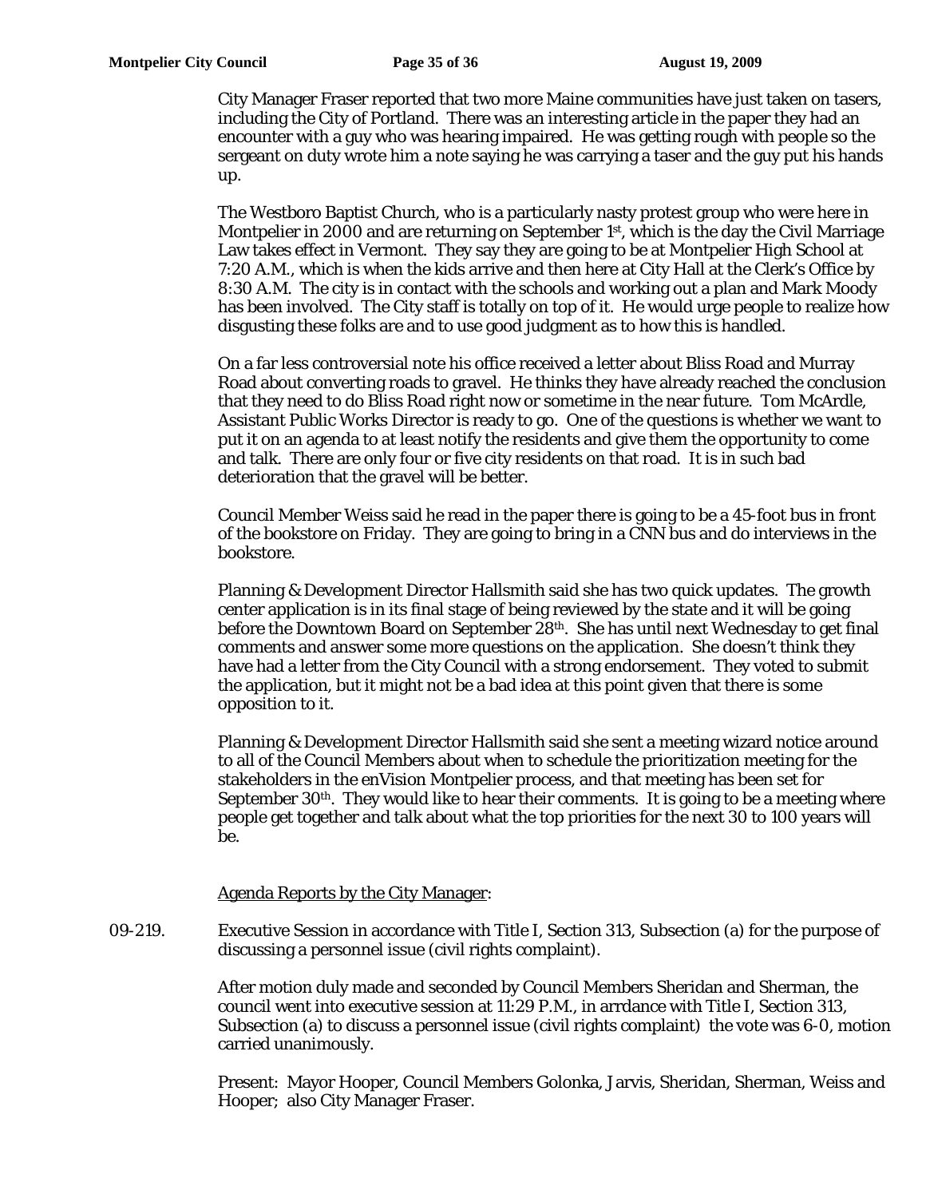City Manager Fraser reported that two more Maine communities have just taken on tasers, including the City of Portland. There was an interesting article in the paper they had an encounter with a guy who was hearing impaired. He was getting rough with people so the sergeant on duty wrote him a note saying he was carrying a taser and the guy put his hands up.

The Westboro Baptist Church, who is a particularly nasty protest group who were here in Montpelier in 2000 and are returning on September 1st, which is the day the Civil Marriage Law takes effect in Vermont. They say they are going to be at Montpelier High School at 7:20 A.M., which is when the kids arrive and then here at City Hall at the Clerk's Office by 8:30 A.M. The city is in contact with the schools and working out a plan and Mark Moody has been involved. The City staff is totally on top of it. He would urge people to realize how disgusting these folks are and to use good judgment as to how this is handled.

On a far less controversial note his office received a letter about Bliss Road and Murray Road about converting roads to gravel. He thinks they have already reached the conclusion that they need to do Bliss Road right now or sometime in the near future. Tom McArdle, Assistant Public Works Director is ready to go. One of the questions is whether we want to put it on an agenda to at least notify the residents and give them the opportunity to come and talk. There are only four or five city residents on that road. It is in such bad deterioration that the gravel will be better.

Council Member Weiss said he read in the paper there is going to be a 45-foot bus in front of the bookstore on Friday. They are going to bring in a CNN bus and do interviews in the bookstore.

Planning & Development Director Hallsmith said she has two quick updates. The growth center application is in its final stage of being reviewed by the state and it will be going before the Downtown Board on September 28th. She has until next Wednesday to get final comments and answer some more questions on the application. She doesn't think they have had a letter from the City Council with a strong endorsement. They voted to submit the application, but it might not be a bad idea at this point given that there is some opposition to it.

Planning & Development Director Hallsmith said she sent a meeting wizard notice around to all of the Council Members about when to schedule the prioritization meeting for the stakeholders in the enVision Montpelier process, and that meeting has been set for September 30th. They would like to hear their comments. It is going to be a meeting where people get together and talk about what the top priorities for the next 30 to 100 years will be.

Agenda Reports by the City Manager:

09-219. Executive Session in accordance with Title I, Section 313, Subsection (a) for the purpose of discussing a personnel issue (civil rights complaint).

After motion duly made and seconded by Council Members Sheridan and Sherman, the council went into executive session at 11:29 P.M., in arrdance with Title I, Section 313, Subsection (a) to discuss a personnel issue (civil rights complaint) the vote was 6-0, motion carried unanimously.

Present: Mayor Hooper, Council Members Golonka, Jarvis, Sheridan, Sherman, Weiss and Hooper; also City Manager Fraser.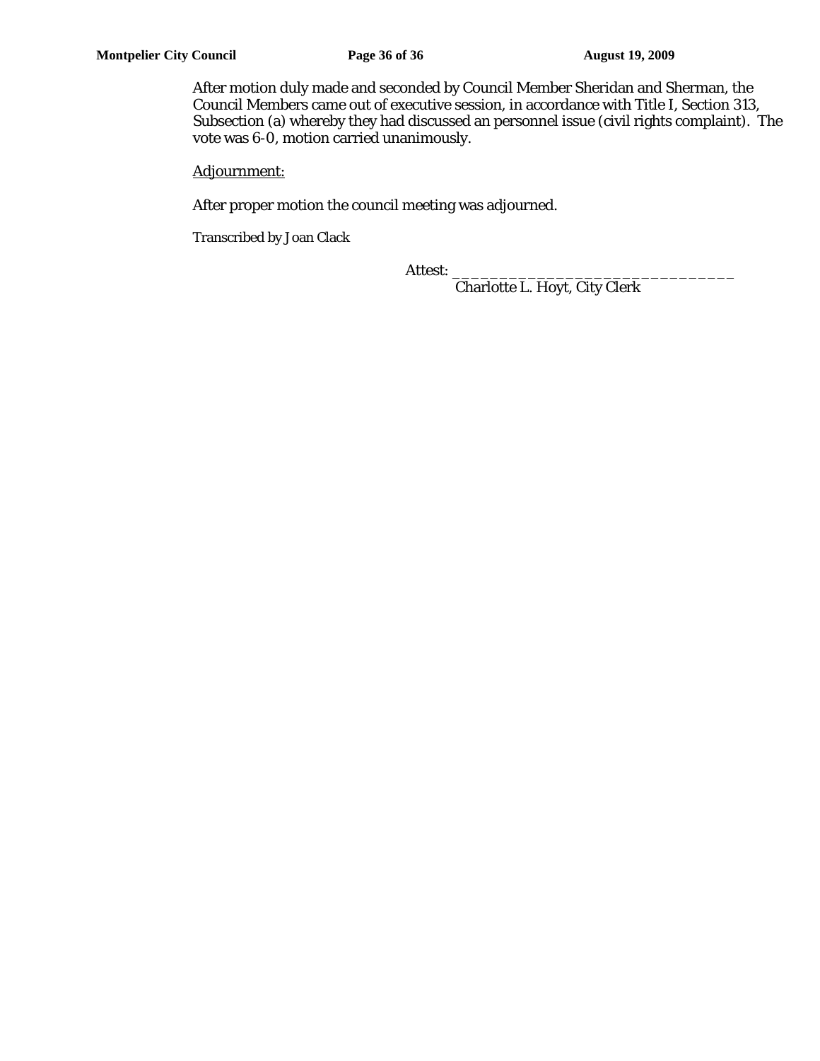After motion duly made and seconded by Council Member Sheridan and Sherman, the Council Members came out of executive session, in accordance with Title I, Section 313, Subsection (a) whereby they had discussed an personnel issue (civil rights complaint). The vote was 6-0, motion carried unanimously.

<u>Adjournment:</u>

After proper motion the council meeting was adjourned.

Transcribed by Joan Clack

Attest: ______________________________
Charlotte L. Hoyt, City Clerk